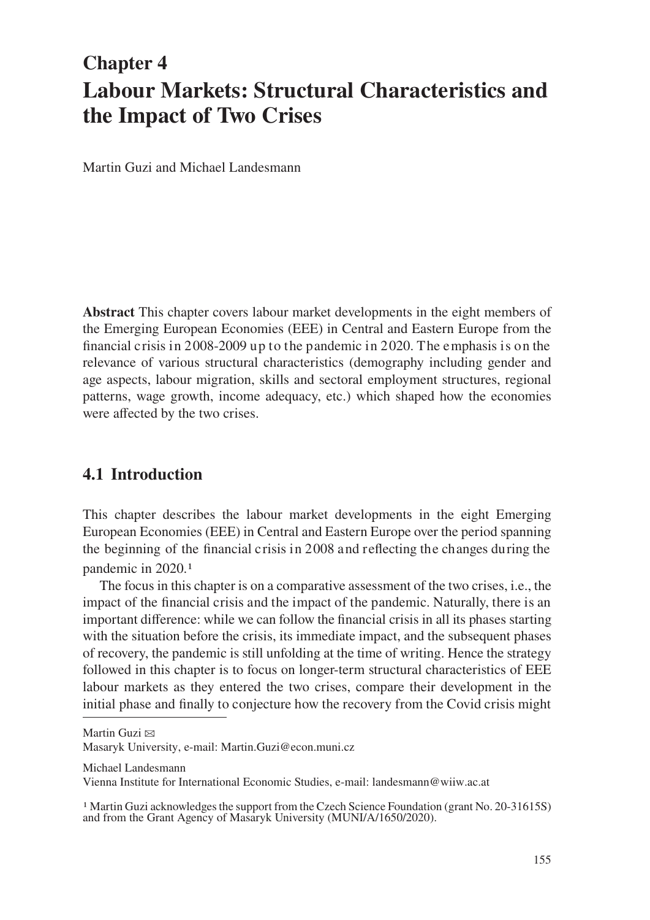# Chapter 4
# Labour Markets: Structural Characteristics and the Impact of Two Crises

Martin Guzi and Michael Landesmann

**Abstract** This chapter covers labour market developments in the eight members of the Emerging European Economies (EEE) in Central and Eastern Europe from the financial crisis in 2008-2009 up to the pandemic in 2020. The emphasis is on the relevance of various structural characteristics (demography including gender and age aspects, labour migration, skills and sectoral employment structures, regional patterns, wage growth, income adequacy, etc.) which shaped how the economies were affected by the two crises.

## 4.1 Introduction

This chapter describes the labour market developments in the eight Emerging European Economies (EEE) in Central and Eastern Europe over the period spanning the beginning of the financial crisis in 2008 and reflecting the changes during the pandemic in 2020.[1]

The focus in this chapter is on a comparative assessment of the two crises, i.e., the impact of the financial crisis and the impact of the pandemic. Naturally, there is an important difference: while we can follow the financial crisis in all its phases starting with the situation before the crisis, its immediate impact, and the subsequent phases of recovery, the pandemic is still unfolding at the time of writing. Hence the strategy followed in this chapter is to focus on longer-term structural characteristics of EEE labour markets as they entered the two crises, compare their development in the initial phase and finally to conjecture how the recovery from the Covid crisis might

---

Martin Guzi ✉
Masaryk University, e-mail: Martin.Guzi@econ.muni.cz

Michael Landesmann
Vienna Institute for International Economic Studies, e-mail: landesmann@wiiw.ac.at

[1] Martin Guzi acknowledges the support from the Czech Science Foundation (grant No. 20-31615S) and from the Grant Agency of Masaryk University (MUNI/A/1650/2020).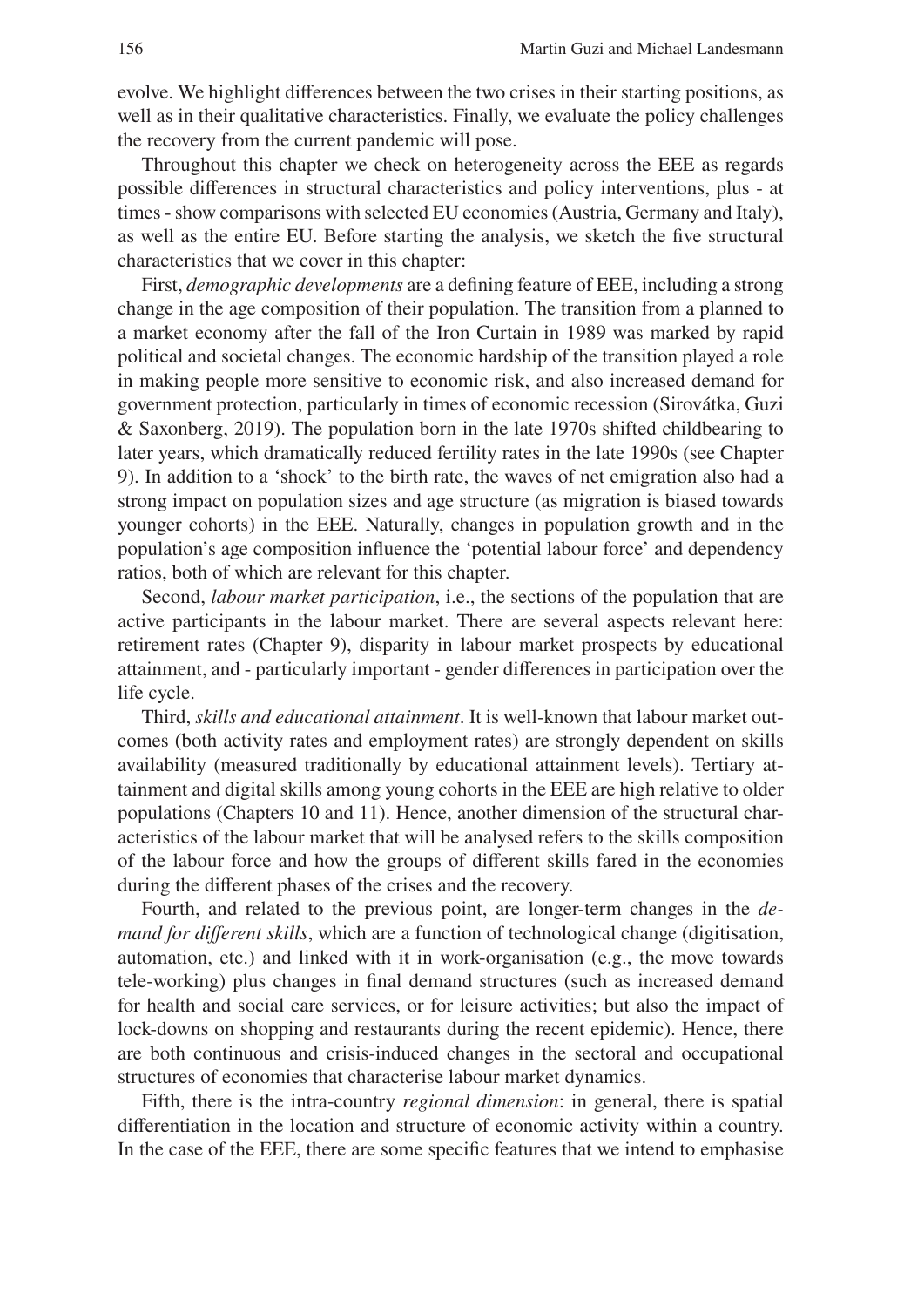evolve. We highlight differences between the two crises in their starting positions, as well as in their qualitative characteristics. Finally, we evaluate the policy challenges the recovery from the current pandemic will pose.

Throughout this chapter we check on heterogeneity across the EEE as regards possible differences in structural characteristics and policy interventions, plus - at times - show comparisons with selected EU economies (Austria, Germany and Italy), as well as the entire EU. Before starting the analysis, we sketch the five structural characteristics that we cover in this chapter:

First, *demographic developments* are a defining feature of EEE, including a strong change in the age composition of their population. The transition from a planned to a market economy after the fall of the Iron Curtain in 1989 was marked by rapid political and societal changes. The economic hardship of the transition played a role in making people more sensitive to economic risk, and also increased demand for government protection, particularly in times of economic recession (Sirovátka, Guzi & Saxonberg, 2019). The population born in the late 1970s shifted childbearing to later years, which dramatically reduced fertility rates in the late 1990s (see Chapter 9). In addition to a 'shock' to the birth rate, the waves of net emigration also had a strong impact on population sizes and age structure (as migration is biased towards younger cohorts) in the EEE. Naturally, changes in population growth and in the population's age composition influence the 'potential labour force' and dependency ratios, both of which are relevant for this chapter.

Second, *labour market participation*, i.e., the sections of the population that are active participants in the labour market. There are several aspects relevant here: retirement rates (Chapter 9), disparity in labour market prospects by educational attainment, and - particularly important - gender differences in participation over the life cycle.

Third, *skills and educational attainment*. It is well-known that labour market outcomes (both activity rates and employment rates) are strongly dependent on skills availability (measured traditionally by educational attainment levels). Tertiary attainment and digital skills among young cohorts in the EEE are high relative to older populations (Chapters 10 and 11). Hence, another dimension of the structural characteristics of the labour market that will be analysed refers to the skills composition of the labour force and how the groups of different skills fared in the economies during the different phases of the crises and the recovery.

Fourth, and related to the previous point, are longer-term changes in the *demand for different skills*, which are a function of technological change (digitisation, automation, etc.) and linked with it in work-organisation (e.g., the move towards tele-working) plus changes in final demand structures (such as increased demand for health and social care services, or for leisure activities; but also the impact of lock-downs on shopping and restaurants during the recent epidemic). Hence, there are both continuous and crisis-induced changes in the sectoral and occupational structures of economies that characterise labour market dynamics.

Fifth, there is the intra-country *regional dimension*: in general, there is spatial differentiation in the location and structure of economic activity within a country. In the case of the EEE, there are some specific features that we intend to emphasise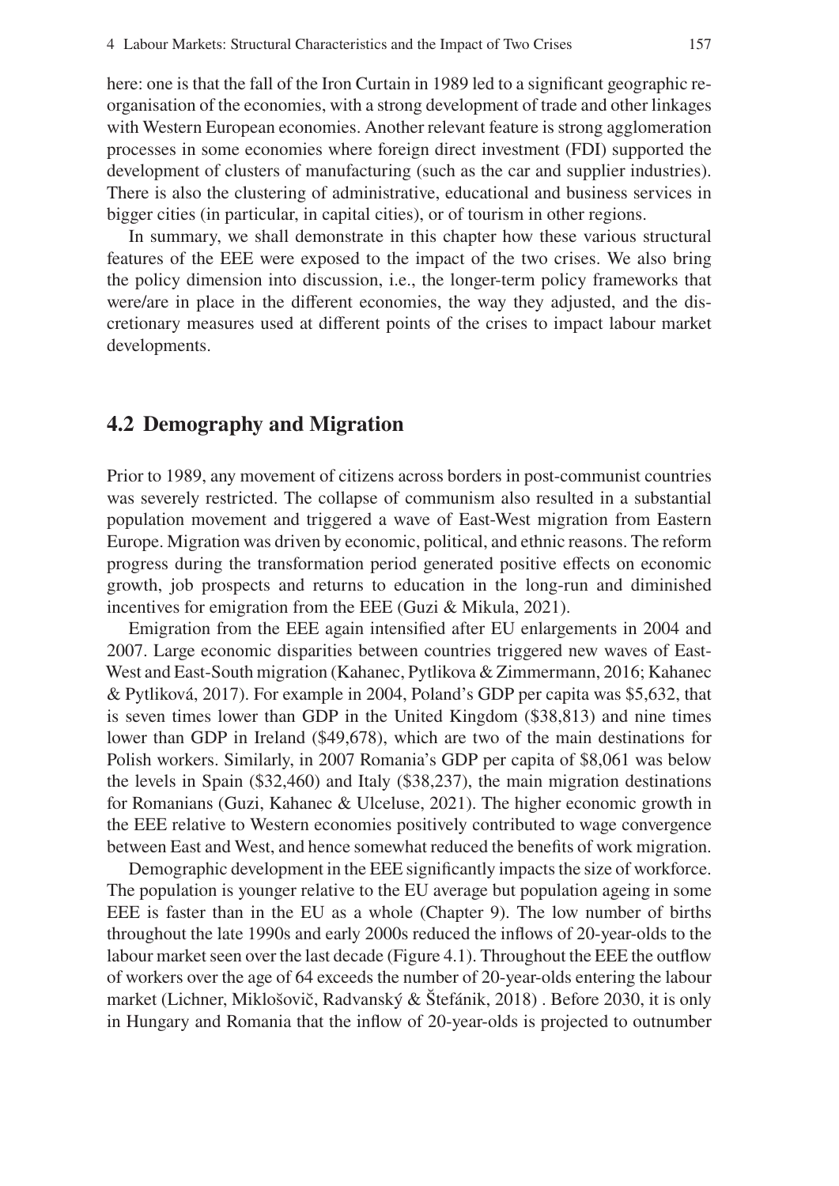here: one is that the fall of the Iron Curtain in 1989 led to a significant geographic re-organisation of the economies, with a strong development of trade and other linkages with Western European economies. Another relevant feature is strong agglomeration processes in some economies where foreign direct investment (FDI) supported the development of clusters of manufacturing (such as the car and supplier industries). There is also the clustering of administrative, educational and business services in bigger cities (in particular, in capital cities), or of tourism in other regions.

In summary, we shall demonstrate in this chapter how these various structural features of the EEE were exposed to the impact of the two crises. We also bring the policy dimension into discussion, i.e., the longer-term policy frameworks that were/are in place in the different economies, the way they adjusted, and the discretionary measures used at different points of the crises to impact labour market developments.

## 4.2 Demography and Migration

Prior to 1989, any movement of citizens across borders in post-communist countries was severely restricted. The collapse of communism also resulted in a substantial population movement and triggered a wave of East-West migration from Eastern Europe. Migration was driven by economic, political, and ethnic reasons. The reform progress during the transformation period generated positive effects on economic growth, job prospects and returns to education in the long-run and diminished incentives for emigration from the EEE (Guzi & Mikula, 2021).

Emigration from the EEE again intensified after EU enlargements in 2004 and 2007. Large economic disparities between countries triggered new waves of East-West and East-South migration (Kahanec, Pytlikova & Zimmermann, 2016; Kahanec & Pytliková, 2017). For example in 2004, Poland's GDP per capita was $5,632, that is seven times lower than GDP in the United Kingdom ($38,813) and nine times lower than GDP in Ireland ($49,678), which are two of the main destinations for Polish workers. Similarly, in 2007 Romania's GDP per capita of $8,061 was below the levels in Spain ($32,460) and Italy ($38,237), the main migration destinations for Romanians (Guzi, Kahanec & Ulceluse, 2021). The higher economic growth in the EEE relative to Western economies positively contributed to wage convergence between East and West, and hence somewhat reduced the benefits of work migration.

Demographic development in the EEE significantly impacts the size of workforce. The population is younger relative to the EU average but population ageing in some EEE is faster than in the EU as a whole (Chapter 9). The low number of births throughout the late 1990s and early 2000s reduced the inflows of 20-year-olds to the labour market seen over the last decade (Figure 4.1). Throughout the EEE the outflow of workers over the age of 64 exceeds the number of 20-year-olds entering the labour market (Lichner, Miklošovič, Radvanský & Štefánik, 2018) . Before 2030, it is only in Hungary and Romania that the inflow of 20-year-olds is projected to outnumber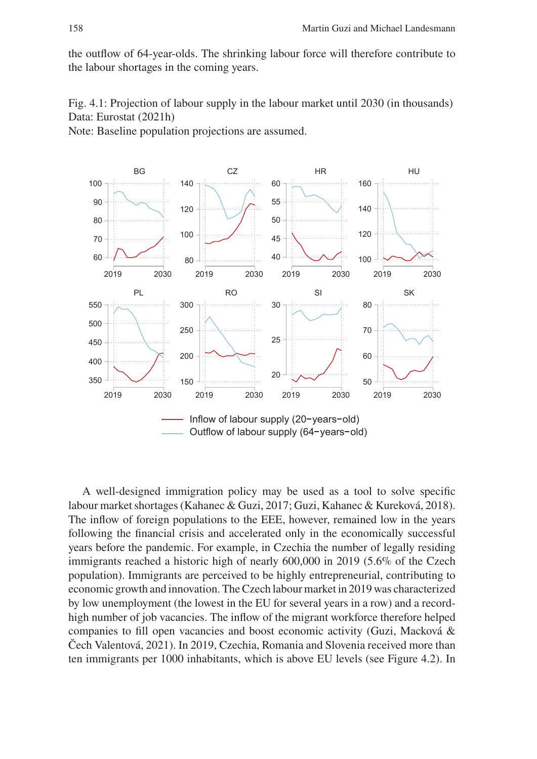the outflow of 64-year-olds. The shrinking labour force will therefore contribute to the labour shortages in the coming years.

Fig. 4.1: Projection of labour supply in the labour market until 2030 (in thousands)
Data: Eurostat (2021h)
Note: Baseline population projections are assumed.

A well-designed immigration policy may be used as a tool to solve specific labour market shortages (Kahanec & Guzi, 2017; Guzi, Kahanec & Kureková, 2018). The inflow of foreign populations to the EEE, however, remained low in the years following the financial crisis and accelerated only in the economically successful years before the pandemic. For example, in Czechia the number of legally residing immigrants reached a historic high of nearly 600,000 in 2019 (5.6% of the Czech population). Immigrants are perceived to be highly entrepreneurial, contributing to economic growth and innovation. The Czech labour market in 2019 was characterized by low unemployment (the lowest in the EU for several years in a row) and a record-high number of job vacancies. The inflow of the migrant workforce therefore helped companies to fill open vacancies and boost economic activity (Guzi, Macková & Čech Valentová, 2021). In 2019, Czechia, Romania and Slovenia received more than ten immigrants per 1000 inhabitants, which is above EU levels (see Figure 4.2). In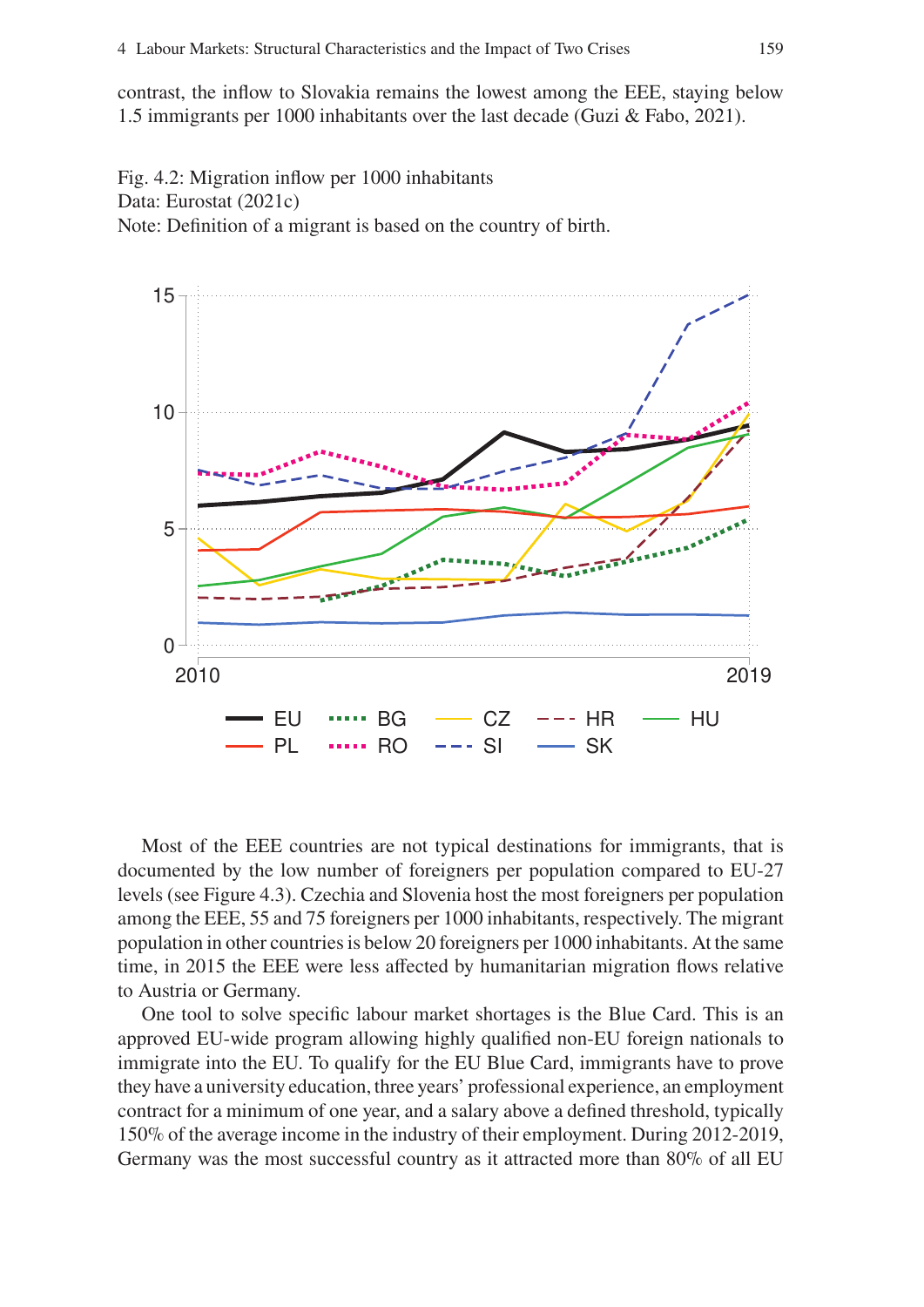contrast, the inflow to Slovakia remains the lowest among the EEE, staying below 1.5 immigrants per 1000 inhabitants over the last decade (Guzi & Fabo, 2021).

Fig. 4.2: Migration inflow per 1000 inhabitants
Data: Eurostat (2021c)
Note: Definition of a migrant is based on the country of birth.

Most of the EEE countries are not typical destinations for immigrants, that is documented by the low number of foreigners per population compared to EU-27 levels (see Figure 4.3). Czechia and Slovenia host the most foreigners per population among the EEE, 55 and 75 foreigners per 1000 inhabitants, respectively. The migrant population in other countries is below 20 foreigners per 1000 inhabitants. At the same time, in 2015 the EEE were less affected by humanitarian migration flows relative to Austria or Germany.

One tool to solve specific labour market shortages is the Blue Card. This is an approved EU-wide program allowing highly qualified non-EU foreign nationals to immigrate into the EU. To qualify for the EU Blue Card, immigrants have to prove they have a university education, three years' professional experience, an employment contract for a minimum of one year, and a salary above a defined threshold, typically 150% of the average income in the industry of their employment. During 2012-2019, Germany was the most successful country as it attracted more than 80% of all EU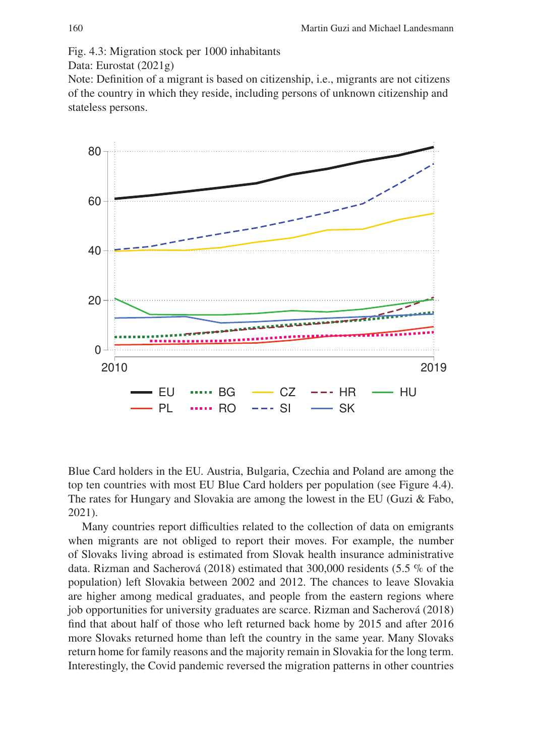Fig. 4.3: Migration stock per 1000 inhabitants
Data: Eurostat (2021g)
Note: Definition of a migrant is based on citizenship, i.e., migrants are not citizens of the country in which they reside, including persons of unknown citizenship and stateless persons.

Blue Card holders in the EU. Austria, Bulgaria, Czechia and Poland are among the top ten countries with most EU Blue Card holders per population (see Figure 4.4). The rates for Hungary and Slovakia are among the lowest in the EU (Guzi & Fabo, 2021).

Many countries report difficulties related to the collection of data on emigrants when migrants are not obliged to report their moves. For example, the number of Slovaks living abroad is estimated from Slovak health insurance administrative data. Rizman and Sacherová (2018) estimated that 300,000 residents (5.5 % of the population) left Slovakia between 2002 and 2012. The chances to leave Slovakia are higher among medical graduates, and people from the eastern regions where job opportunities for university graduates are scarce. Rizman and Sacherová (2018) find that about half of those who left returned back home by 2015 and after 2016 more Slovaks returned home than left the country in the same year. Many Slovaks return home for family reasons and the majority remain in Slovakia for the long term. Interestingly, the Covid pandemic reversed the migration patterns in other countries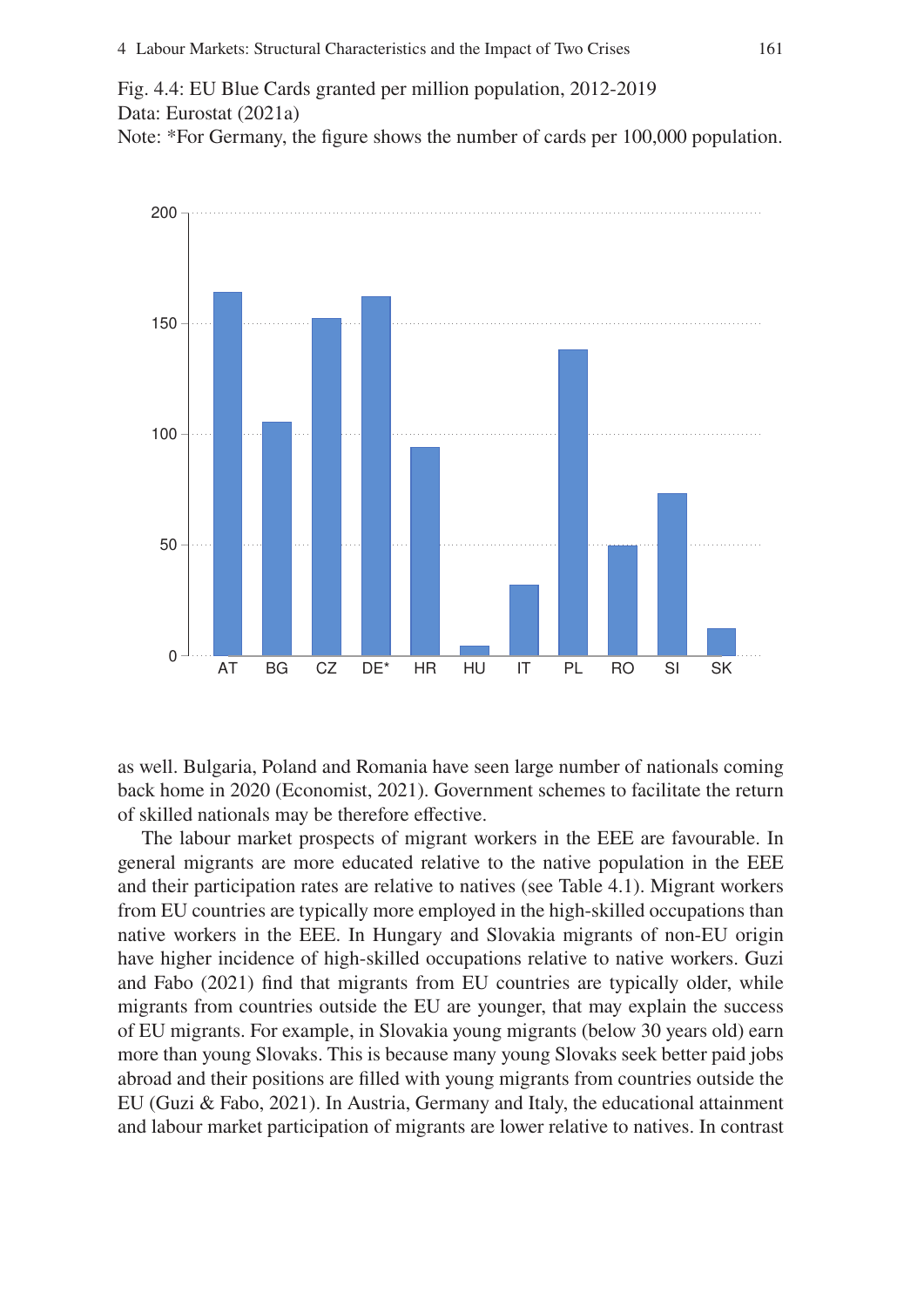Fig. 4.4: EU Blue Cards granted per million population, 2012-2019
Data: Eurostat (2021a)
Note: *For Germany, the figure shows the number of cards per 100,000 population.

as well. Bulgaria, Poland and Romania have seen large number of nationals coming back home in 2020 (Economist, 2021). Government schemes to facilitate the return of skilled nationals may be therefore effective.

The labour market prospects of migrant workers in the EEE are favourable. In general migrants are more educated relative to the native population in the EEE and their participation rates are relative to natives (see Table 4.1). Migrant workers from EU countries are typically more employed in the high-skilled occupations than native workers in the EEE. In Hungary and Slovakia migrants of non-EU origin have higher incidence of high-skilled occupations relative to native workers. Guzi and Fabo (2021) find that migrants from EU countries are typically older, while migrants from countries outside the EU are younger, that may explain the success of EU migrants. For example, in Slovakia young migrants (below 30 years old) earn more than young Slovaks. This is because many young Slovaks seek better paid jobs abroad and their positions are filled with young migrants from countries outside the EU (Guzi & Fabo, 2021). In Austria, Germany and Italy, the educational attainment and labour market participation of migrants are lower relative to natives. In contrast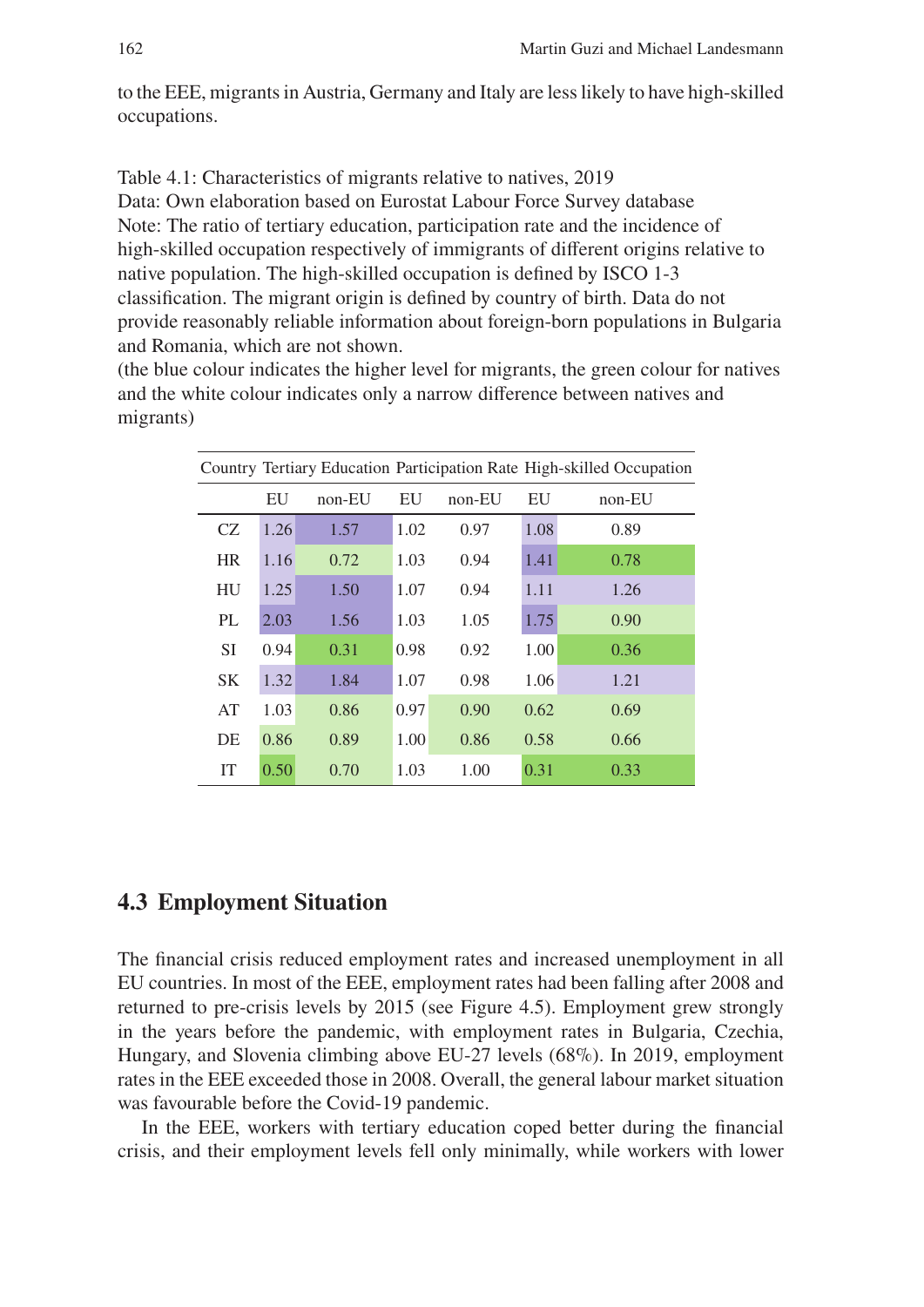to the EEE, migrants in Austria, Germany and Italy are less likely to have high-skilled occupations.

Table 4.1: Characteristics of migrants relative to natives, 2019
Data: Own elaboration based on Eurostat Labour Force Survey database
Note: The ratio of tertiary education, participation rate and the incidence of high-skilled occupation respectively of immigrants of different origins relative to native population. The high-skilled occupation is defined by ISCO 1-3 classification. The migrant origin is defined by country of birth. Data do not provide reasonably reliable information about foreign-born populations in Bulgaria and Romania, which are not shown.
(the blue colour indicates the higher level for migrants, the green colour for natives and the white colour indicates only a narrow difference between natives and migrants)

| Country | Tertiary Education | | Participation Rate | | High-skilled Occupation | |
|---|---|---|---|---|---|---|
| | EU | non-EU | EU | non-EU | EU | non-EU |
| CZ | 1.26 | 1.57 | 1.02 | 0.97 | 1.08 | 0.89 |
| HR | 1.16 | 0.72 | 1.03 | 0.94 | 1.41 | 0.78 |
| HU | 1.25 | 1.50 | 1.07 | 0.94 | 1.11 | 1.26 |
| PL | 2.03 | 1.56 | 1.03 | 1.05 | 1.75 | 0.90 |
| SI | 0.94 | 0.31 | 0.98 | 0.92 | 1.00 | 0.36 |
| SK | 1.32 | 1.84 | 1.07 | 0.98 | 1.06 | 1.21 |
| AT | 1.03 | 0.86 | 0.97 | 0.90 | 0.62 | 0.69 |
| DE | 0.86 | 0.89 | 1.00 | 0.86 | 0.58 | 0.66 |
| IT | 0.50 | 0.70 | 1.03 | 1.00 | 0.31 | 0.33 |

## 4.3 Employment Situation

The financial crisis reduced employment rates and increased unemployment in all EU countries. In most of the EEE, employment rates had been falling after 2008 and returned to pre-crisis levels by 2015 (see Figure 4.5). Employment grew strongly in the years before the pandemic, with employment rates in Bulgaria, Czechia, Hungary, and Slovenia climbing above EU-27 levels (68%). In 2019, employment rates in the EEE exceeded those in 2008. Overall, the general labour market situation was favourable before the Covid-19 pandemic.

In the EEE, workers with tertiary education coped better during the financial crisis, and their employment levels fell only minimally, while workers with lower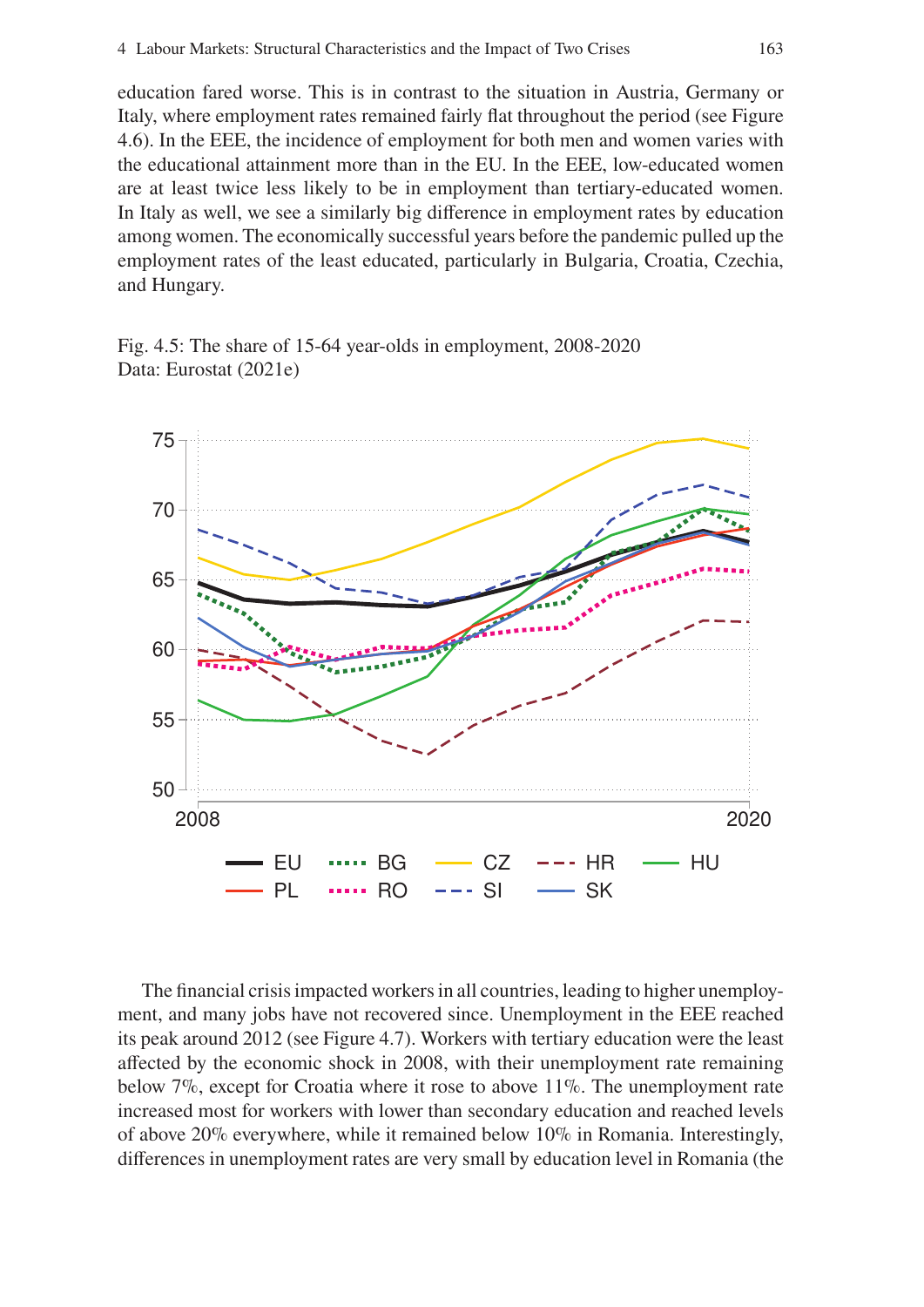education fared worse. This is in contrast to the situation in Austria, Germany or Italy, where employment rates remained fairly flat throughout the period (see Figure 4.6). In the EEE, the incidence of employment for both men and women varies with the educational attainment more than in the EU. In the EEE, low-educated women are at least twice less likely to be in employment than tertiary-educated women. In Italy as well, we see a similarly big difference in employment rates by education among women. The economically successful years before the pandemic pulled up the employment rates of the least educated, particularly in Bulgaria, Croatia, Czechia, and Hungary.

Fig. 4.5: The share of 15-64 year-olds in employment, 2008-2020
Data: Eurostat (2021e)

The financial crisis impacted workers in all countries, leading to higher unemployment, and many jobs have not recovered since. Unemployment in the EEE reached its peak around 2012 (see Figure 4.7). Workers with tertiary education were the least affected by the economic shock in 2008, with their unemployment rate remaining below 7%, except for Croatia where it rose to above 11%. The unemployment rate increased most for workers with lower than secondary education and reached levels of above 20% everywhere, while it remained below 10% in Romania. Interestingly, differences in unemployment rates are very small by education level in Romania (the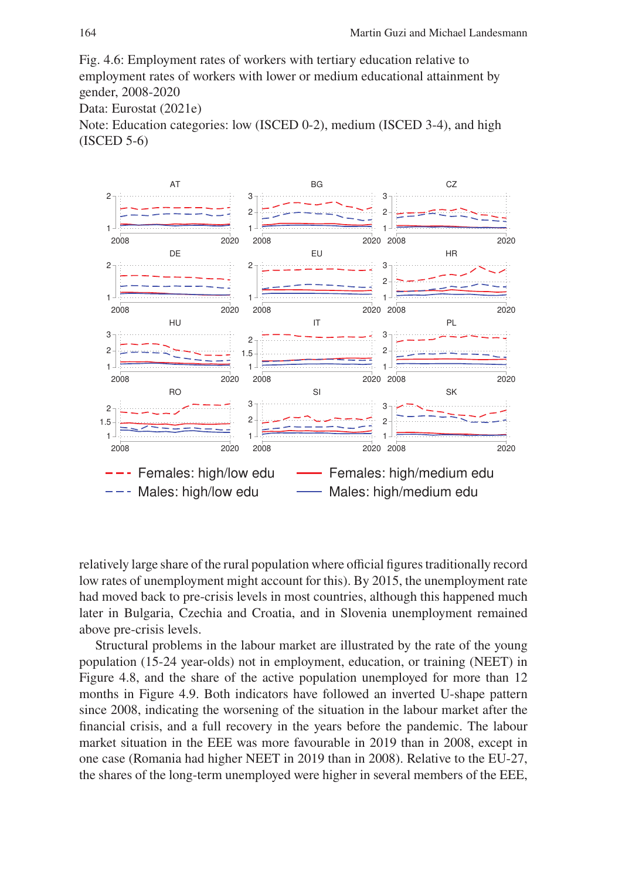Fig. 4.6: Employment rates of workers with tertiary education relative to employment rates of workers with lower or medium educational attainment by gender, 2008-2020
Data: Eurostat (2021e)
Note: Education categories: low (ISCED 0-2), medium (ISCED 3-4), and high (ISCED 5-6)

relatively large share of the rural population where official figures traditionally record low rates of unemployment might account for this). By 2015, the unemployment rate had moved back to pre-crisis levels in most countries, although this happened much later in Bulgaria, Czechia and Croatia, and in Slovenia unemployment remained above pre-crisis levels.

Structural problems in the labour market are illustrated by the rate of the young population (15-24 year-olds) not in employment, education, or training (NEET) in Figure 4.8, and the share of the active population unemployed for more than 12 months in Figure 4.9. Both indicators have followed an inverted U-shape pattern since 2008, indicating the worsening of the situation in the labour market after the financial crisis, and a full recovery in the years before the pandemic. The labour market situation in the EEE was more favourable in 2019 than in 2008, except in one case (Romania had higher NEET in 2019 than in 2008). Relative to the EU-27, the shares of the long-term unemployed were higher in several members of the EEE,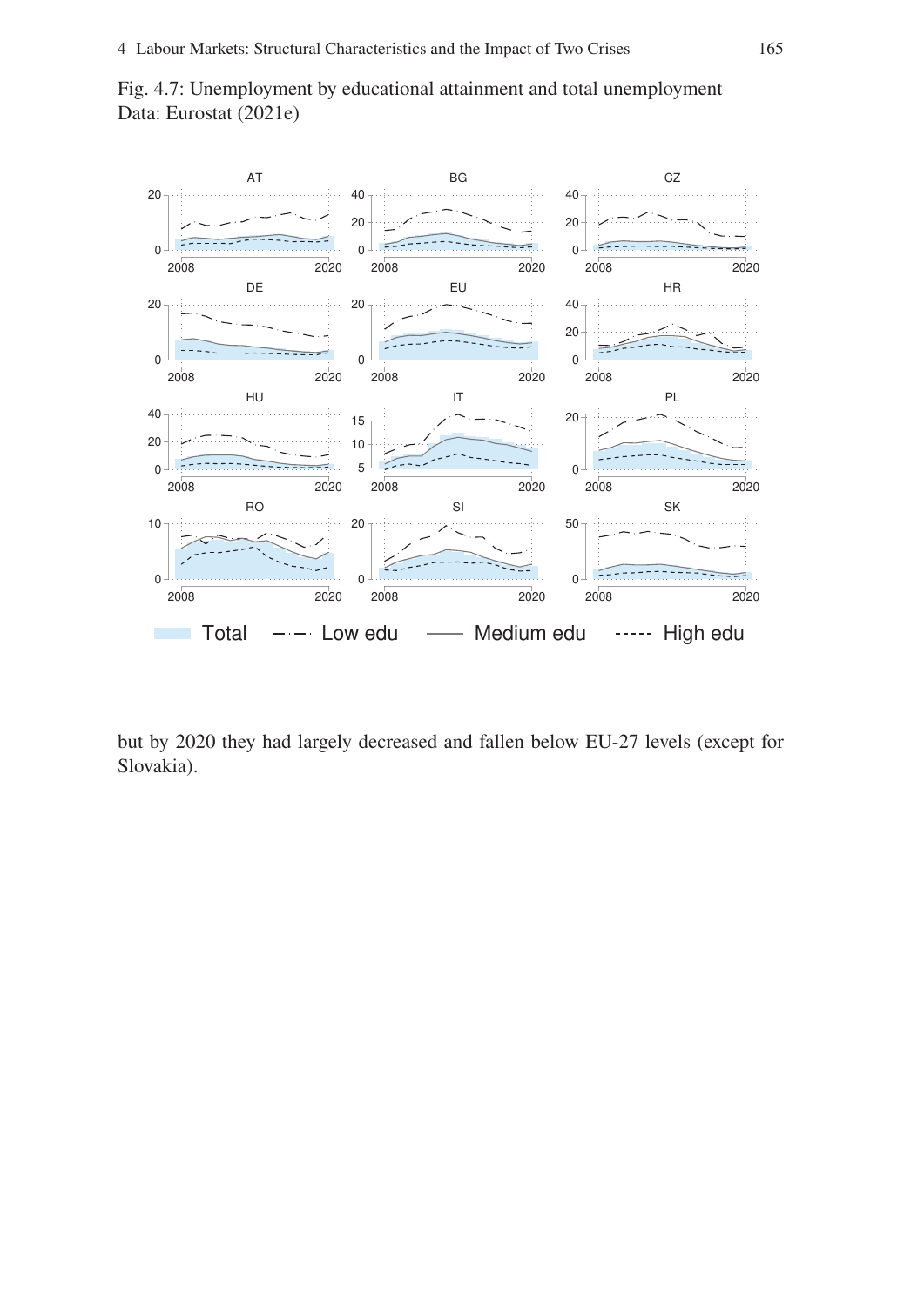Fig. 4.7: Unemployment by educational attainment and total unemployment
Data: Eurostat (2021e)

but by 2020 they had largely decreased and fallen below EU-27 levels (except for Slovakia).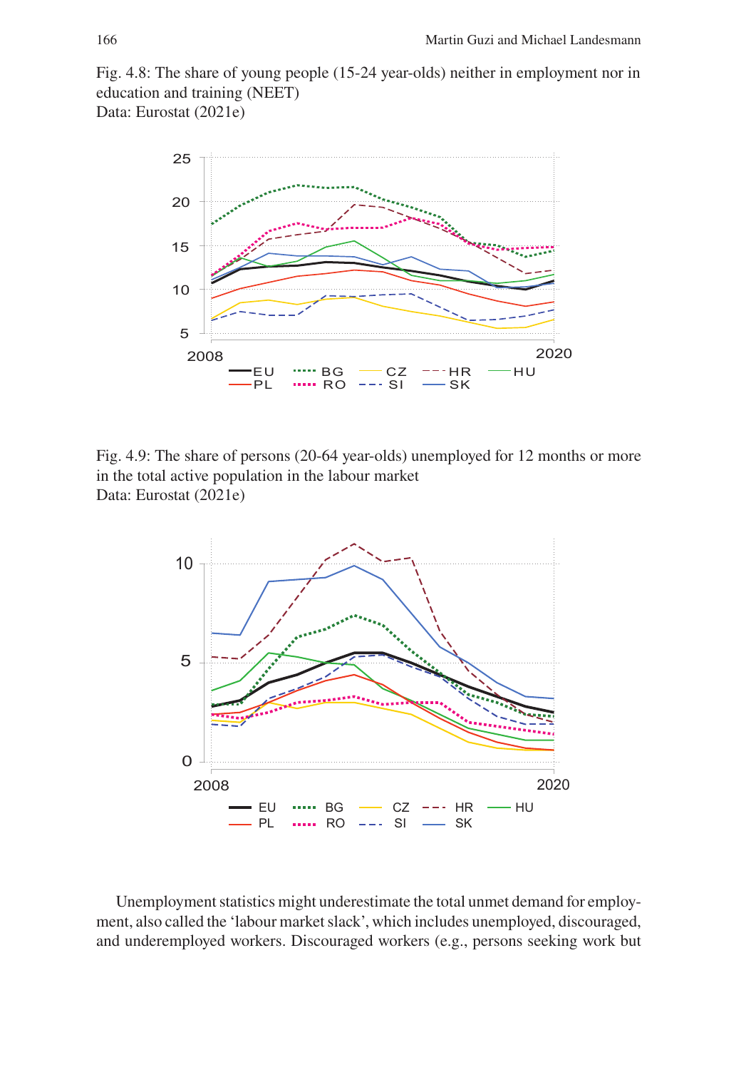Fig. 4.8: The share of young people (15-24 year-olds) neither in employment nor in education and training (NEET)
Data: Eurostat (2021e)

Fig. 4.9: The share of persons (20-64 year-olds) unemployed for 12 months or more in the total active population in the labour market
Data: Eurostat (2021e)

Unemployment statistics might underestimate the total unmet demand for employment, also called the 'labour market slack', which includes unemployed, discouraged, and underemployed workers. Discouraged workers (e.g., persons seeking work but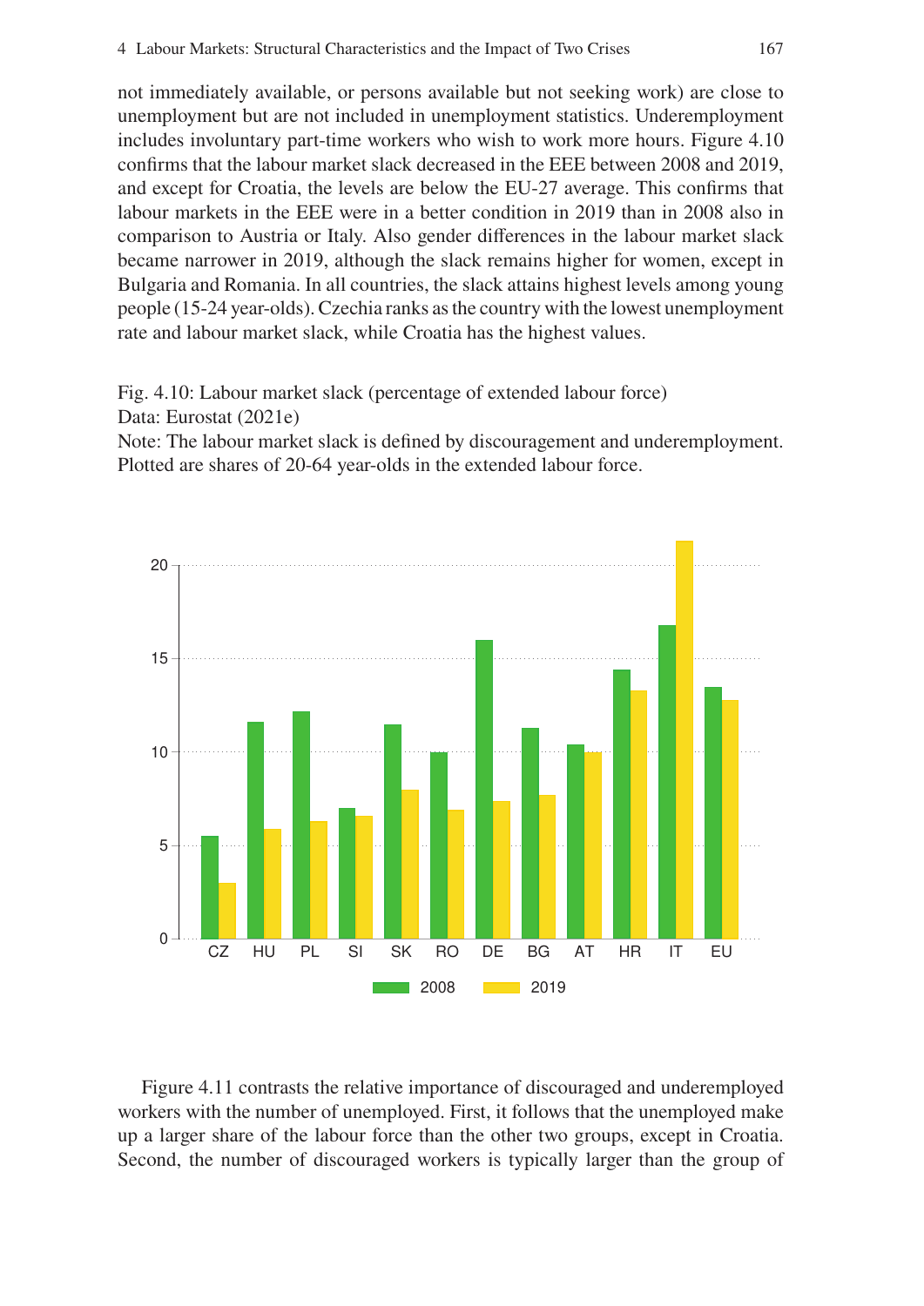not immediately available, or persons available but not seeking work) are close to unemployment but are not included in unemployment statistics. Underemployment includes involuntary part-time workers who wish to work more hours. Figure 4.10 confirms that the labour market slack decreased in the EEE between 2008 and 2019, and except for Croatia, the levels are below the EU-27 average. This confirms that labour markets in the EEE were in a better condition in 2019 than in 2008 also in comparison to Austria or Italy. Also gender differences in the labour market slack became narrower in 2019, although the slack remains higher for women, except in Bulgaria and Romania. In all countries, the slack attains highest levels among young people (15-24 year-olds). Czechia ranks as the country with the lowest unemployment rate and labour market slack, while Croatia has the highest values.

Fig. 4.10: Labour market slack (percentage of extended labour force)
Data: Eurostat (2021e)
Note: The labour market slack is defined by discouragement and underemployment. Plotted are shares of 20-64 year-olds in the extended labour force.

Figure 4.11 contrasts the relative importance of discouraged and underemployed workers with the number of unemployed. First, it follows that the unemployed make up a larger share of the labour force than the other two groups, except in Croatia. Second, the number of discouraged workers is typically larger than the group of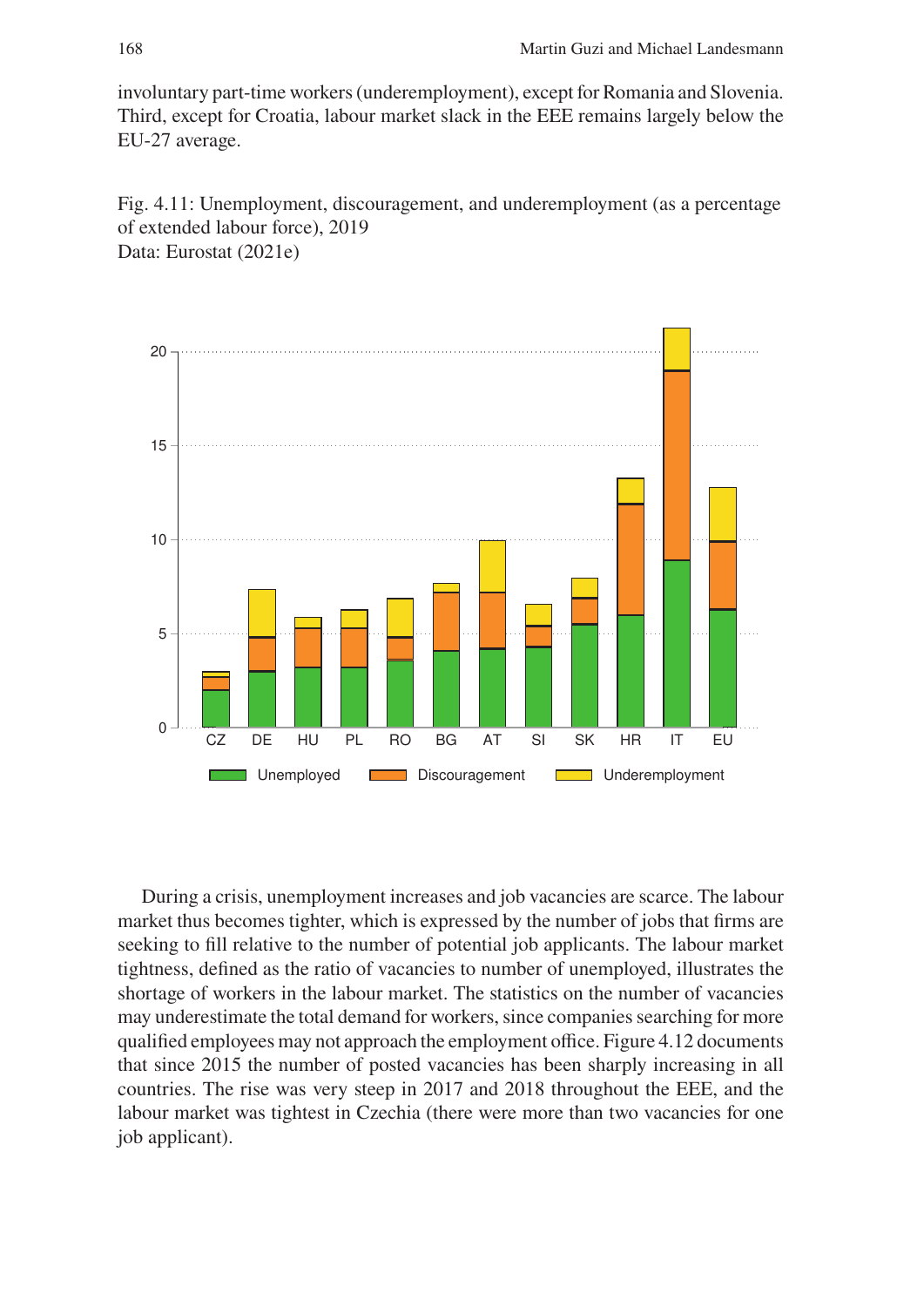involuntary part-time workers (underemployment), except for Romania and Slovenia. Third, except for Croatia, labour market slack in the EEE remains largely below the EU-27 average.

Fig. 4.11: Unemployment, discouragement, and underemployment (as a percentage of extended labour force), 2019
Data: Eurostat (2021e)

During a crisis, unemployment increases and job vacancies are scarce. The labour market thus becomes tighter, which is expressed by the number of jobs that firms are seeking to fill relative to the number of potential job applicants. The labour market tightness, defined as the ratio of vacancies to number of unemployed, illustrates the shortage of workers in the labour market. The statistics on the number of vacancies may underestimate the total demand for workers, since companies searching for more qualified employees may not approach the employment office. Figure 4.12 documents that since 2015 the number of posted vacancies has been sharply increasing in all countries. The rise was very steep in 2017 and 2018 throughout the EEE, and the labour market was tightest in Czechia (there were more than two vacancies for one job applicant).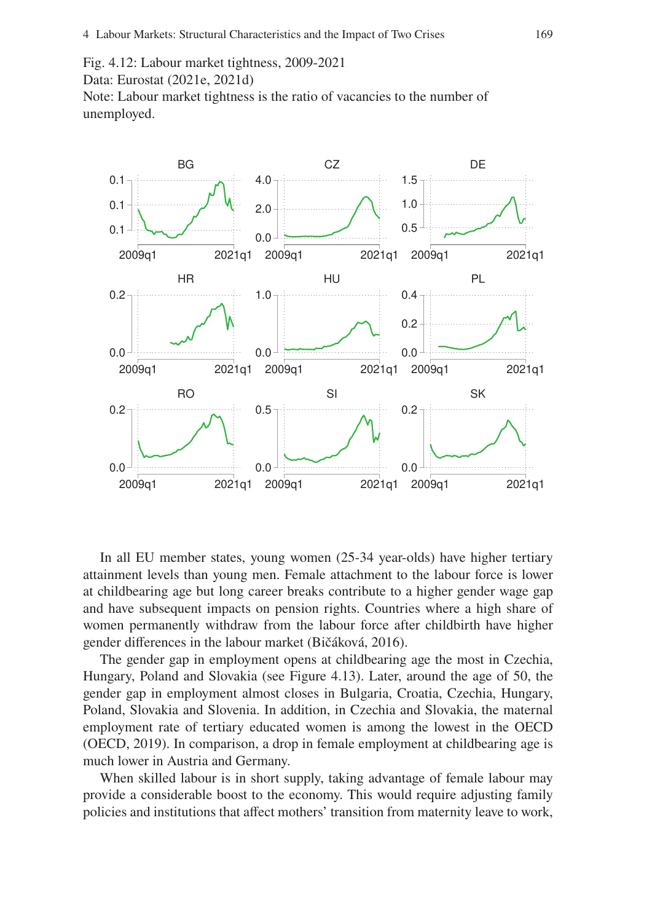Fig. 4.12: Labour market tightness, 2009-2021
Data: Eurostat (2021e, 2021d)
Note: Labour market tightness is the ratio of vacancies to the number of unemployed.

In all EU member states, young women (25-34 year-olds) have higher tertiary attainment levels than young men. Female attachment to the labour force is lower at childbearing age but long career breaks contribute to a higher gender wage gap and have subsequent impacts on pension rights. Countries where a high share of women permanently withdraw from the labour force after childbirth have higher gender differences in the labour market (Bičáková, 2016).

The gender gap in employment opens at childbearing age the most in Czechia, Hungary, Poland and Slovakia (see Figure 4.13). Later, around the age of 50, the gender gap in employment almost closes in Bulgaria, Croatia, Czechia, Hungary, Poland, Slovakia and Slovenia. In addition, in Czechia and Slovakia, the maternal employment rate of tertiary educated women is among the lowest in the OECD (OECD, 2019). In comparison, a drop in female employment at childbearing age is much lower in Austria and Germany.

When skilled labour is in short supply, taking advantage of female labour may provide a considerable boost to the economy. This would require adjusting family policies and institutions that affect mothers' transition from maternity leave to work,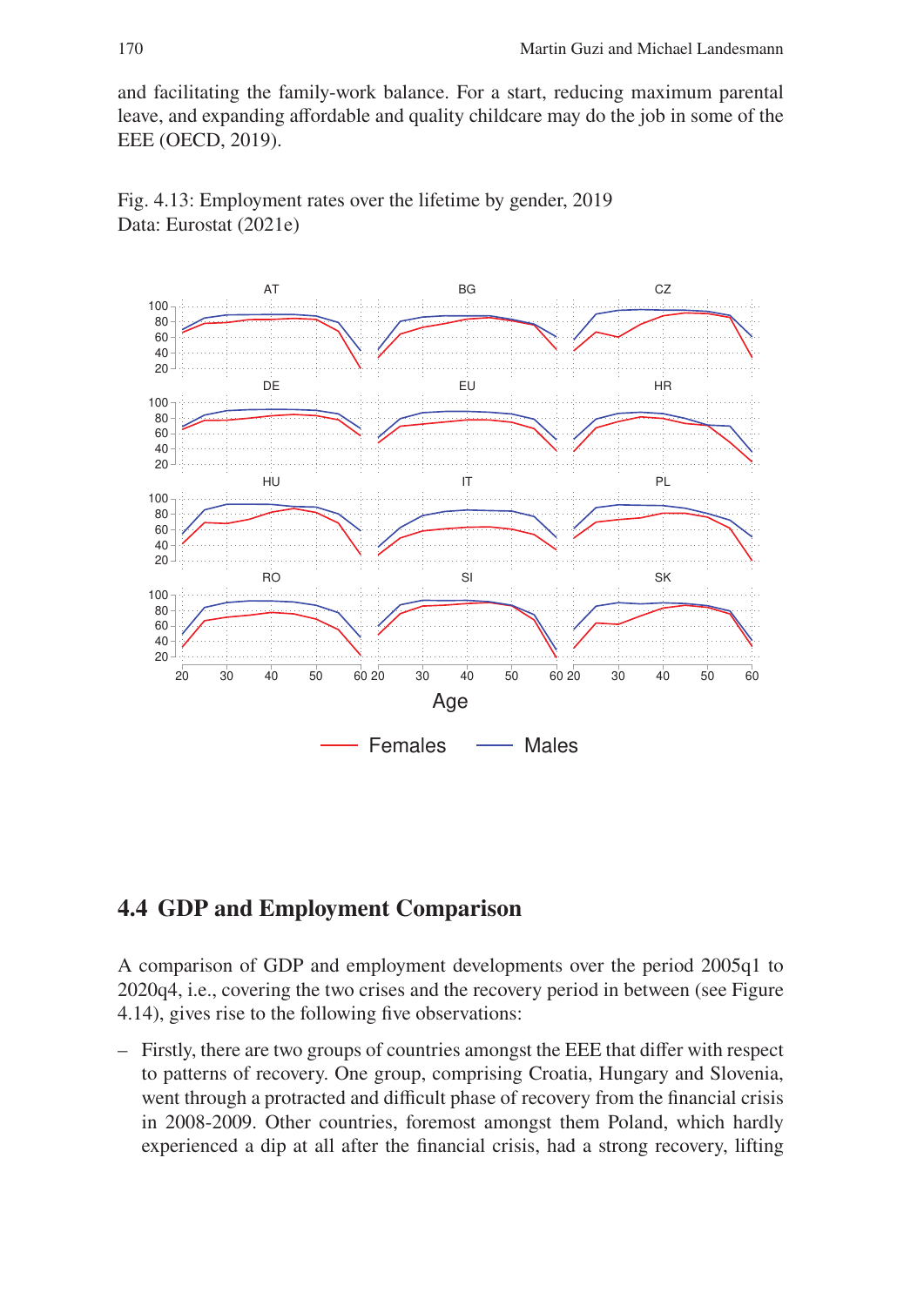and facilitating the family-work balance. For a start, reducing maximum parental leave, and expanding affordable and quality childcare may do the job in some of the EEE (OECD, 2019).

Fig. 4.13: Employment rates over the lifetime by gender, 2019
Data: Eurostat (2021e)

## 4.4 GDP and Employment Comparison

A comparison of GDP and employment developments over the period 2005q1 to 2020q4, i.e., covering the two crises and the recovery period in between (see Figure 4.14), gives rise to the following five observations:

- Firstly, there are two groups of countries amongst the EEE that differ with respect to patterns of recovery. One group, comprising Croatia, Hungary and Slovenia, went through a protracted and difficult phase of recovery from the financial crisis in 2008-2009. Other countries, foremost amongst them Poland, which hardly experienced a dip at all after the financial crisis, had a strong recovery, lifting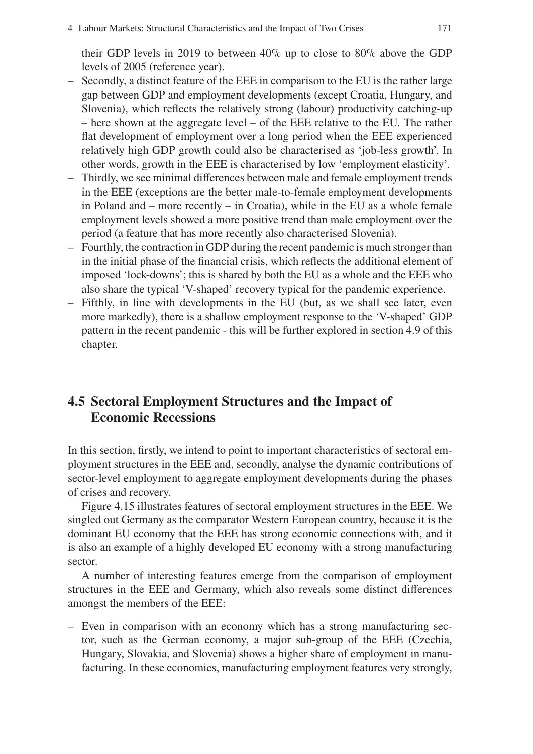their GDP levels in 2019 to between 40% up to close to 80% above the GDP levels of 2005 (reference year).

- Secondly, a distinct feature of the EEE in comparison to the EU is the rather large gap between GDP and employment developments (except Croatia, Hungary, and Slovenia), which reflects the relatively strong (labour) productivity catching-up – here shown at the aggregate level – of the EEE relative to the EU. The rather flat development of employment over a long period when the EEE experienced relatively high GDP growth could also be characterised as 'job-less growth'. In other words, growth in the EEE is characterised by low 'employment elasticity'.
- Thirdly, we see minimal differences between male and female employment trends in the EEE (exceptions are the better male-to-female employment developments in Poland and – more recently – in Croatia), while in the EU as a whole female employment levels showed a more positive trend than male employment over the period (a feature that has more recently also characterised Slovenia).
- Fourthly, the contraction in GDP during the recent pandemic is much stronger than in the initial phase of the financial crisis, which reflects the additional element of imposed 'lock-downs'; this is shared by both the EU as a whole and the EEE who also share the typical 'V-shaped' recovery typical for the pandemic experience.
- Fifthly, in line with developments in the EU (but, as we shall see later, even more markedly), there is a shallow employment response to the 'V-shaped' GDP pattern in the recent pandemic - this will be further explored in section 4.9 of this chapter.

## 4.5 Sectoral Employment Structures and the Impact of Economic Recessions

In this section, firstly, we intend to point to important characteristics of sectoral employment structures in the EEE and, secondly, analyse the dynamic contributions of sector-level employment to aggregate employment developments during the phases of crises and recovery.

Figure 4.15 illustrates features of sectoral employment structures in the EEE. We singled out Germany as the comparator Western European country, because it is the dominant EU economy that the EEE has strong economic connections with, and it is also an example of a highly developed EU economy with a strong manufacturing sector.

A number of interesting features emerge from the comparison of employment structures in the EEE and Germany, which also reveals some distinct differences amongst the members of the EEE:

- Even in comparison with an economy which has a strong manufacturing sector, such as the German economy, a major sub-group of the EEE (Czechia, Hungary, Slovakia, and Slovenia) shows a higher share of employment in manufacturing. In these economies, manufacturing employment features very strongly,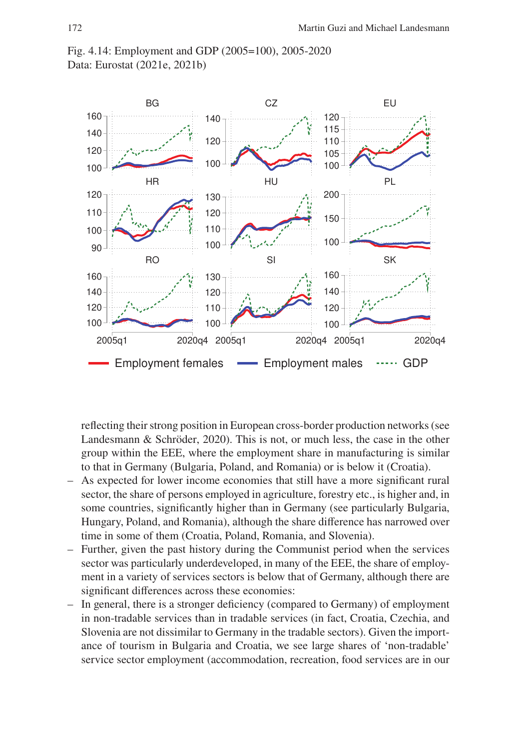Fig. 4.14: Employment and GDP (2005=100), 2005-2020
Data: Eurostat (2021e, 2021b)

reflecting their strong position in European cross-border production networks (see Landesmann & Schröder, 2020). This is not, or much less, the case in the other group within the EEE, where the employment share in manufacturing is similar to that in Germany (Bulgaria, Poland, and Romania) or is below it (Croatia).

- As expected for lower income economies that still have a more significant rural sector, the share of persons employed in agriculture, forestry etc., is higher and, in some countries, significantly higher than in Germany (see particularly Bulgaria, Hungary, Poland, and Romania), although the share difference has narrowed over time in some of them (Croatia, Poland, Romania, and Slovenia).
- Further, given the past history during the Communist period when the services sector was particularly underdeveloped, in many of the EEE, the share of employment in a variety of services sectors is below that of Germany, although there are significant differences across these economies:
- In general, there is a stronger deficiency (compared to Germany) of employment in non-tradable services than in tradable services (in fact, Croatia, Czechia, and Slovenia are not dissimilar to Germany in the tradable sectors). Given the importance of tourism in Bulgaria and Croatia, we see large shares of 'non-tradable' service sector employment (accommodation, recreation, food services are in our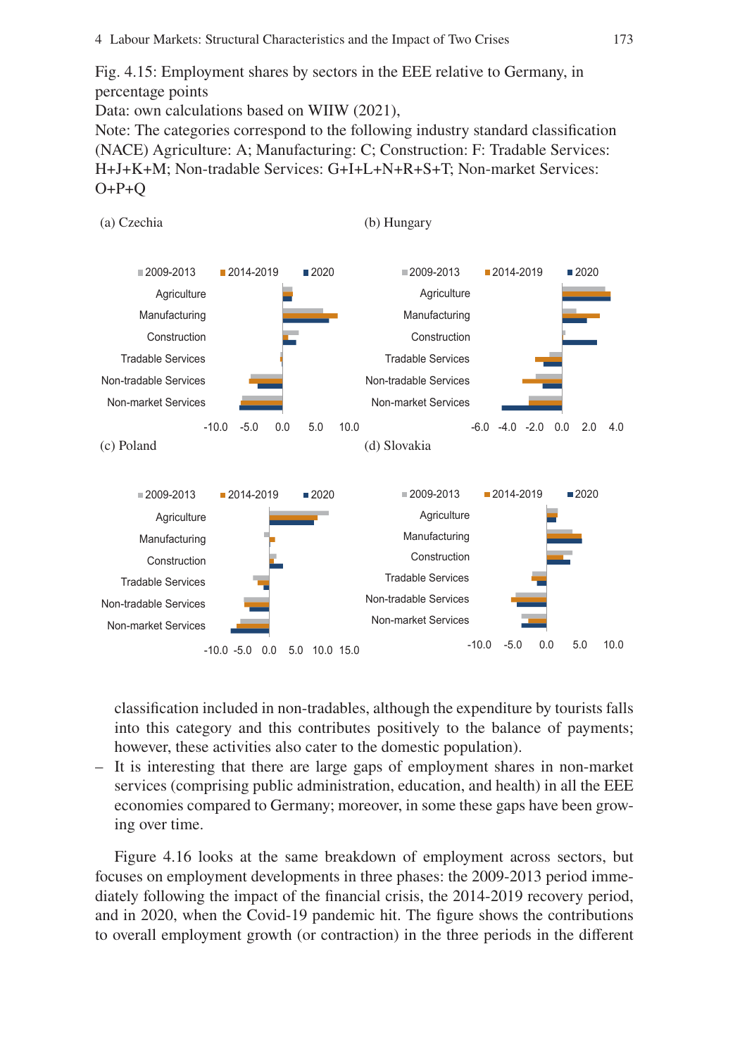Fig. 4.15: Employment shares by sectors in the EEE relative to Germany, in percentage points

Data: own calculations based on WIIW (2021),

Note: The categories correspond to the following industry standard classification (NACE) Agriculture: A; Manufacturing: C; Construction: F: Tradable Services: H+J+K+M; Non-tradable Services: G+I+L+N+R+S+T; Non-market Services: O+P+Q

(a) Czechia

(b) Hungary

(c) Poland

(d) Slovakia

classification included in non-tradables, although the expenditure by tourists falls into this category and this contributes positively to the balance of payments; however, these activities also cater to the domestic population).

- It is interesting that there are large gaps of employment shares in non-market services (comprising public administration, education, and health) in all the EEE economies compared to Germany; moreover, in some these gaps have been growing over time.

Figure 4.16 looks at the same breakdown of employment across sectors, but focuses on employment developments in three phases: the 2009-2013 period immediately following the impact of the financial crisis, the 2014-2019 recovery period, and in 2020, when the Covid-19 pandemic hit. The figure shows the contributions to overall employment growth (or contraction) in the three periods in the different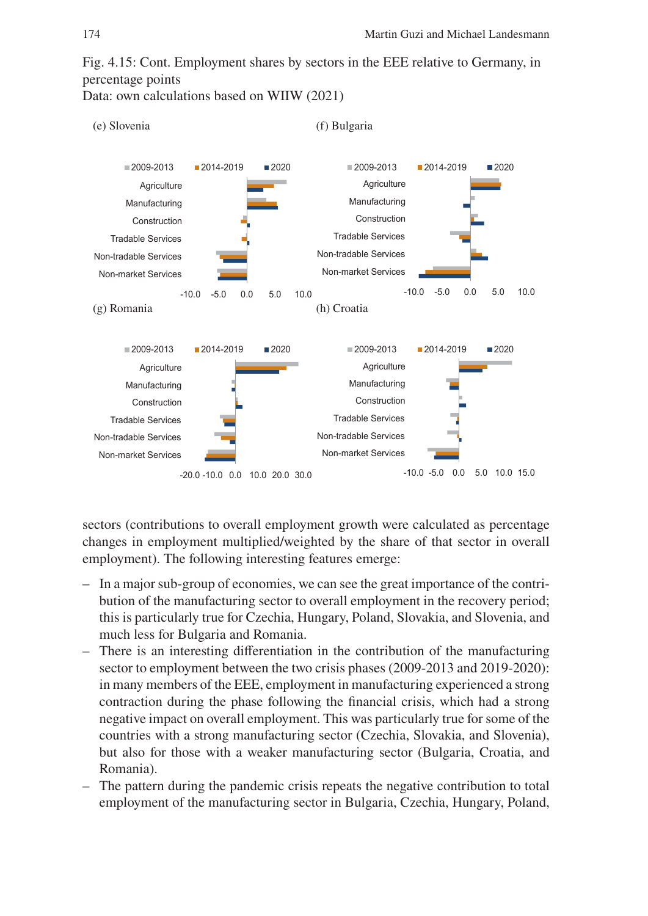Fig. 4.15: Cont. Employment shares by sectors in the EEE relative to Germany, in percentage points
Data: own calculations based on WIIW (2021)

(e) Slovenia

(f) Bulgaria

(g) Romania

(h) Croatia

sectors (contributions to overall employment growth were calculated as percentage changes in employment multiplied/weighted by the share of that sector in overall employment). The following interesting features emerge:

- In a major sub-group of economies, we can see the great importance of the contribution of the manufacturing sector to overall employment in the recovery period; this is particularly true for Czechia, Hungary, Poland, Slovakia, and Slovenia, and much less for Bulgaria and Romania.
- There is an interesting differentiation in the contribution of the manufacturing sector to employment between the two crisis phases (2009-2013 and 2019-2020): in many members of the EEE, employment in manufacturing experienced a strong contraction during the phase following the financial crisis, which had a strong negative impact on overall employment. This was particularly true for some of the countries with a strong manufacturing sector (Czechia, Slovakia, and Slovenia), but also for those with a weaker manufacturing sector (Bulgaria, Croatia, and Romania).
- The pattern during the pandemic crisis repeats the negative contribution to total employment of the manufacturing sector in Bulgaria, Czechia, Hungary, Poland,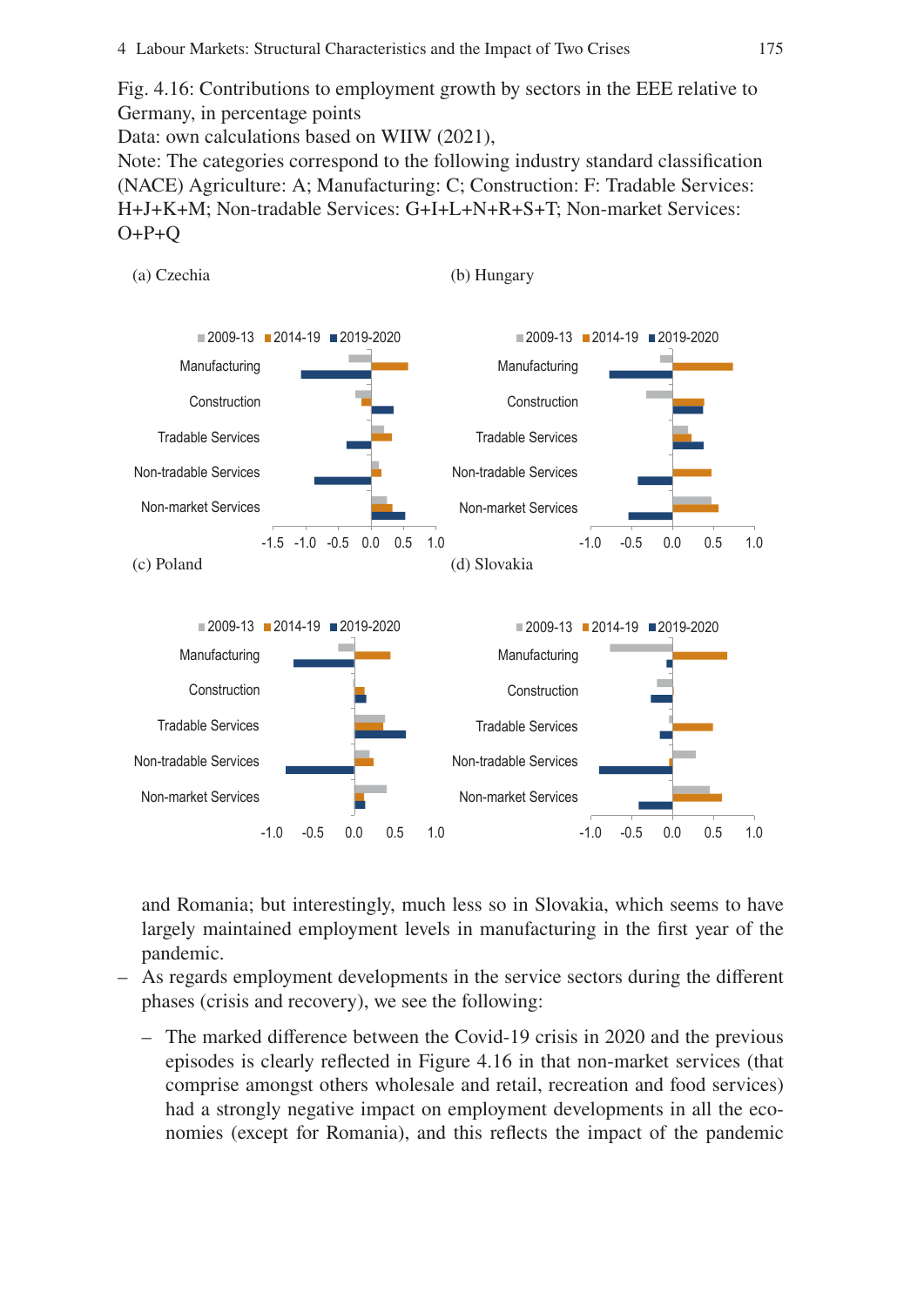Fig. 4.16: Contributions to employment growth by sectors in the EEE relative to Germany, in percentage points
Data: own calculations based on WIIW (2021),
Note: The categories correspond to the following industry standard classification (NACE) Agriculture: A; Manufacturing: C; Construction: F: Tradable Services: H+J+K+M; Non-tradable Services: G+I+L+N+R+S+T; Non-market Services: O+P+Q

(a) Czechia

(b) Hungary

(c) Poland

(d) Slovakia

and Romania; but interestingly, much less so in Slovakia, which seems to have largely maintained employment levels in manufacturing in the first year of the pandemic.

– As regards employment developments in the service sectors during the different phases (crisis and recovery), we see the following:

  – The marked difference between the Covid-19 crisis in 2020 and the previous episodes is clearly reflected in Figure 4.16 in that non-market services (that comprise amongst others wholesale and retail, recreation and food services) had a strongly negative impact on employment developments in all the economies (except for Romania), and this reflects the impact of the pandemic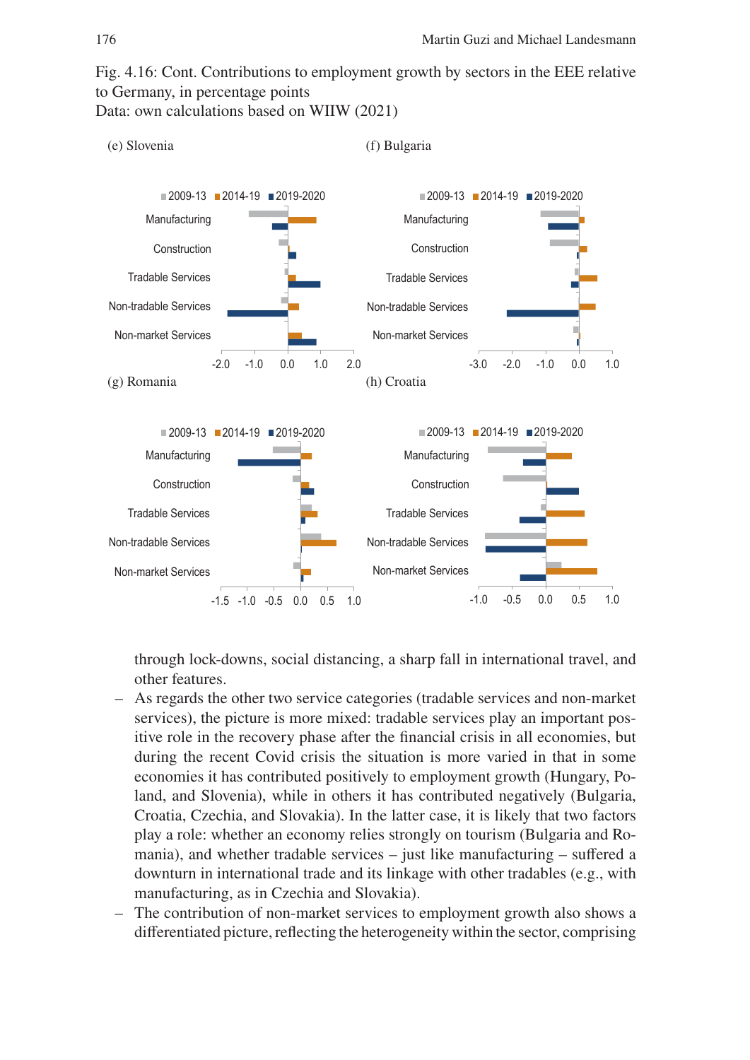Fig. 4.16: Cont. Contributions to employment growth by sectors in the EEE relative to Germany, in percentage points
Data: own calculations based on WIIW (2021)

(e) Slovenia

(f) Bulgaria

(g) Romania

(h) Croatia

through lock-downs, social distancing, a sharp fall in international travel, and other features.

– As regards the other two service categories (tradable services and non-market services), the picture is more mixed: tradable services play an important positive role in the recovery phase after the financial crisis in all economies, but during the recent Covid crisis the situation is more varied in that in some economies it has contributed positively to employment growth (Hungary, Poland, and Slovenia), while in others it has contributed negatively (Bulgaria, Croatia, Czechia, and Slovakia). In the latter case, it is likely that two factors play a role: whether an economy relies strongly on tourism (Bulgaria and Romania), and whether tradable services – just like manufacturing – suffered a downturn in international trade and its linkage with other tradables (e.g., with manufacturing, as in Czechia and Slovakia).

– The contribution of non-market services to employment growth also shows a differentiated picture, reflecting the heterogeneity within the sector, comprising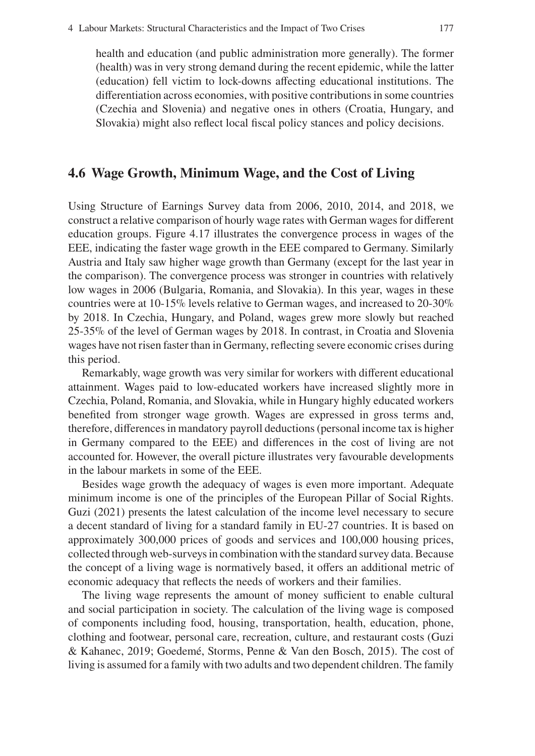health and education (and public administration more generally). The former (health) was in very strong demand during the recent epidemic, while the latter (education) fell victim to lock-downs affecting educational institutions. The differentiation across economies, with positive contributions in some countries (Czechia and Slovenia) and negative ones in others (Croatia, Hungary, and Slovakia) might also reflect local fiscal policy stances and policy decisions.

## 4.6 Wage Growth, Minimum Wage, and the Cost of Living

Using Structure of Earnings Survey data from 2006, 2010, 2014, and 2018, we construct a relative comparison of hourly wage rates with German wages for different education groups. Figure 4.17 illustrates the convergence process in wages of the EEE, indicating the faster wage growth in the EEE compared to Germany. Similarly Austria and Italy saw higher wage growth than Germany (except for the last year in the comparison). The convergence process was stronger in countries with relatively low wages in 2006 (Bulgaria, Romania, and Slovakia). In this year, wages in these countries were at 10-15% levels relative to German wages, and increased to 20-30% by 2018. In Czechia, Hungary, and Poland, wages grew more slowly but reached 25-35% of the level of German wages by 2018. In contrast, in Croatia and Slovenia wages have not risen faster than in Germany, reflecting severe economic crises during this period.

Remarkably, wage growth was very similar for workers with different educational attainment. Wages paid to low-educated workers have increased slightly more in Czechia, Poland, Romania, and Slovakia, while in Hungary highly educated workers benefited from stronger wage growth. Wages are expressed in gross terms and, therefore, differences in mandatory payroll deductions (personal income tax is higher in Germany compared to the EEE) and differences in the cost of living are not accounted for. However, the overall picture illustrates very favourable developments in the labour markets in some of the EEE.

Besides wage growth the adequacy of wages is even more important. Adequate minimum income is one of the principles of the European Pillar of Social Rights. Guzi (2021) presents the latest calculation of the income level necessary to secure a decent standard of living for a standard family in EU-27 countries. It is based on approximately 300,000 prices of goods and services and 100,000 housing prices, collected through web-surveys in combination with the standard survey data. Because the concept of a living wage is normatively based, it offers an additional metric of economic adequacy that reflects the needs of workers and their families.

The living wage represents the amount of money sufficient to enable cultural and social participation in society. The calculation of the living wage is composed of components including food, housing, transportation, health, education, phone, clothing and footwear, personal care, recreation, culture, and restaurant costs (Guzi & Kahanec, 2019; Goedemé, Storms, Penne & Van den Bosch, 2015). The cost of living is assumed for a family with two adults and two dependent children. The family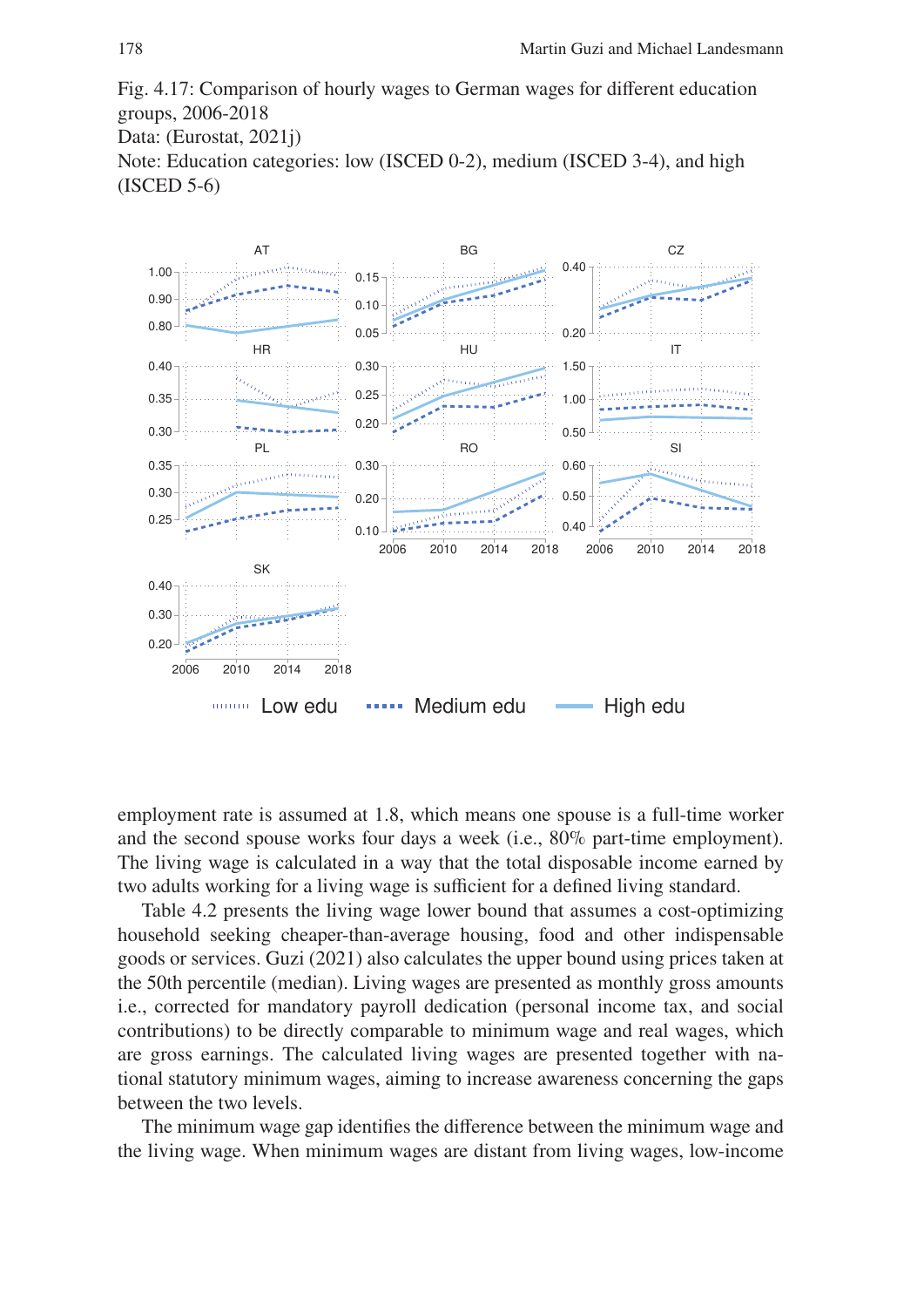Fig. 4.17: Comparison of hourly wages to German wages for different education groups, 2006-2018
Data: (Eurostat, 2021j)
Note: Education categories: low (ISCED 0-2), medium (ISCED 3-4), and high (ISCED 5-6)

employment rate is assumed at 1.8, which means one spouse is a full-time worker and the second spouse works four days a week (i.e., 80% part-time employment). The living wage is calculated in a way that the total disposable income earned by two adults working for a living wage is sufficient for a defined living standard.

Table 4.2 presents the living wage lower bound that assumes a cost-optimizing household seeking cheaper-than-average housing, food and other indispensable goods or services. Guzi (2021) also calculates the upper bound using prices taken at the 50th percentile (median). Living wages are presented as monthly gross amounts i.e., corrected for mandatory payroll dedication (personal income tax, and social contributions) to be directly comparable to minimum wage and real wages, which are gross earnings. The calculated living wages are presented together with national statutory minimum wages, aiming to increase awareness concerning the gaps between the two levels.

The minimum wage gap identifies the difference between the minimum wage and the living wage. When minimum wages are distant from living wages, low-income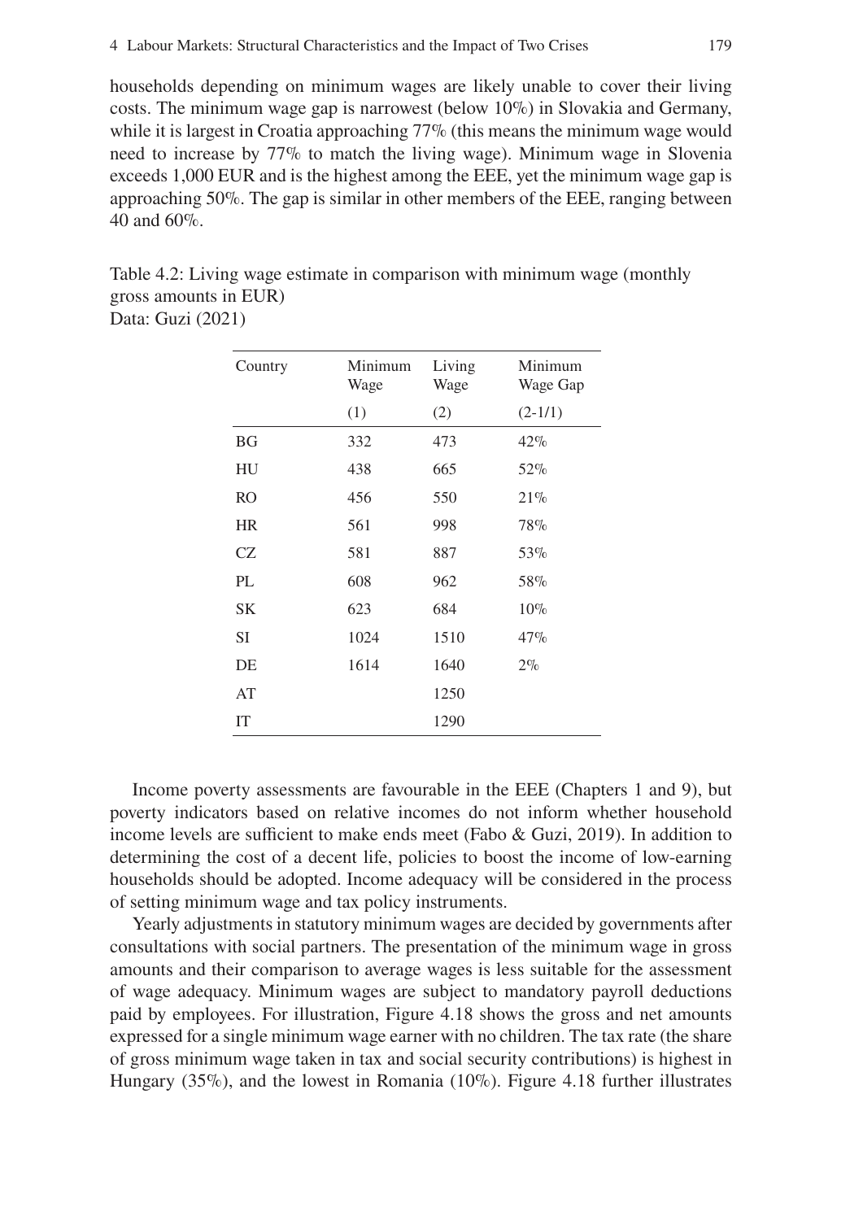households depending on minimum wages are likely unable to cover their living costs. The minimum wage gap is narrowest (below 10%) in Slovakia and Germany, while it is largest in Croatia approaching 77% (this means the minimum wage would need to increase by 77% to match the living wage). Minimum wage in Slovenia exceeds 1,000 EUR and is the highest among the EEE, yet the minimum wage gap is approaching 50%. The gap is similar in other members of the EEE, ranging between 40 and 60%.

Table 4.2: Living wage estimate in comparison with minimum wage (monthly gross amounts in EUR)
Data: Guzi (2021)

| Country | Minimum Wage | Living Wage | Minimum Wage Gap |
|---|---|---|---|
| | (1) | (2) | (2-1/1) |
| BG | 332 | 473 | 42% |
| HU | 438 | 665 | 52% |
| RO | 456 | 550 | 21% |
| HR | 561 | 998 | 78% |
| CZ | 581 | 887 | 53% |
| PL | 608 | 962 | 58% |
| SK | 623 | 684 | 10% |
| SI | 1024 | 1510 | 47% |
| DE | 1614 | 1640 | 2% |
| AT | | 1250 | |
| IT | | 1290 | |

Income poverty assessments are favourable in the EEE (Chapters 1 and 9), but poverty indicators based on relative incomes do not inform whether household income levels are sufficient to make ends meet (Fabo & Guzi, 2019). In addition to determining the cost of a decent life, policies to boost the income of low-earning households should be adopted. Income adequacy will be considered in the process of setting minimum wage and tax policy instruments.

Yearly adjustments in statutory minimum wages are decided by governments after consultations with social partners. The presentation of the minimum wage in gross amounts and their comparison to average wages is less suitable for the assessment of wage adequacy. Minimum wages are subject to mandatory payroll deductions paid by employees. For illustration, Figure 4.18 shows the gross and net amounts expressed for a single minimum wage earner with no children. The tax rate (the share of gross minimum wage taken in tax and social security contributions) is highest in Hungary (35%), and the lowest in Romania (10%). Figure 4.18 further illustrates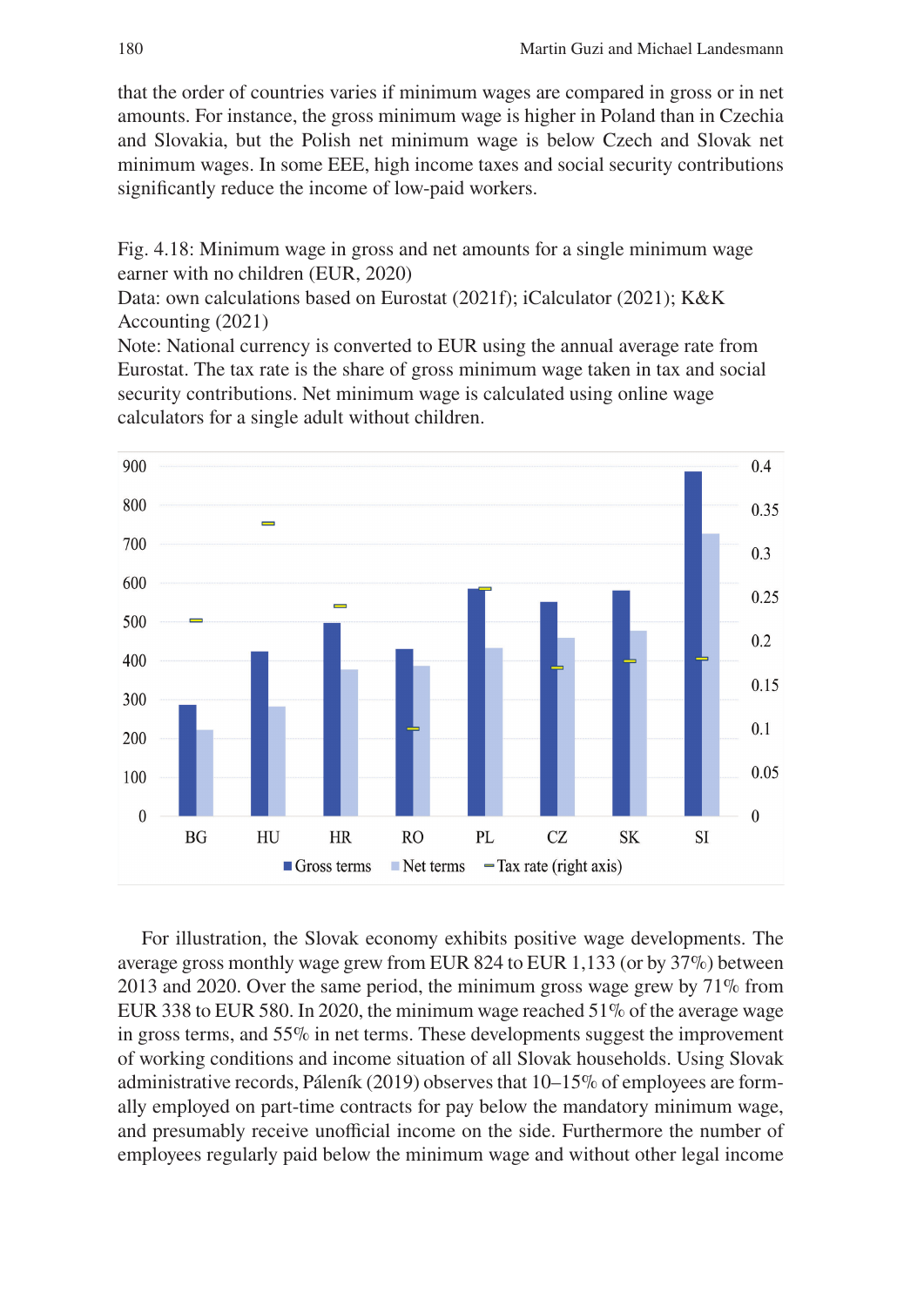that the order of countries varies if minimum wages are compared in gross or in net amounts. For instance, the gross minimum wage is higher in Poland than in Czechia and Slovakia, but the Polish net minimum wage is below Czech and Slovak net minimum wages. In some EEE, high income taxes and social security contributions significantly reduce the income of low-paid workers.

Fig. 4.18: Minimum wage in gross and net amounts for a single minimum wage earner with no children (EUR, 2020)
Data: own calculations based on Eurostat (2021f); iCalculator (2021); K&K Accounting (2021)
Note: National currency is converted to EUR using the annual average rate from Eurostat. The tax rate is the share of gross minimum wage taken in tax and social security contributions. Net minimum wage is calculated using online wage calculators for a single adult without children.

For illustration, the Slovak economy exhibits positive wage developments. The average gross monthly wage grew from EUR 824 to EUR 1,133 (or by 37%) between 2013 and 2020. Over the same period, the minimum gross wage grew by 71% from EUR 338 to EUR 580. In 2020, the minimum wage reached 51% of the average wage in gross terms, and 55% in net terms. These developments suggest the improvement of working conditions and income situation of all Slovak households. Using Slovak administrative records, Páleník (2019) observes that 10–15% of employees are formally employed on part-time contracts for pay below the mandatory minimum wage, and presumably receive unofficial income on the side. Furthermore the number of employees regularly paid below the minimum wage and without other legal income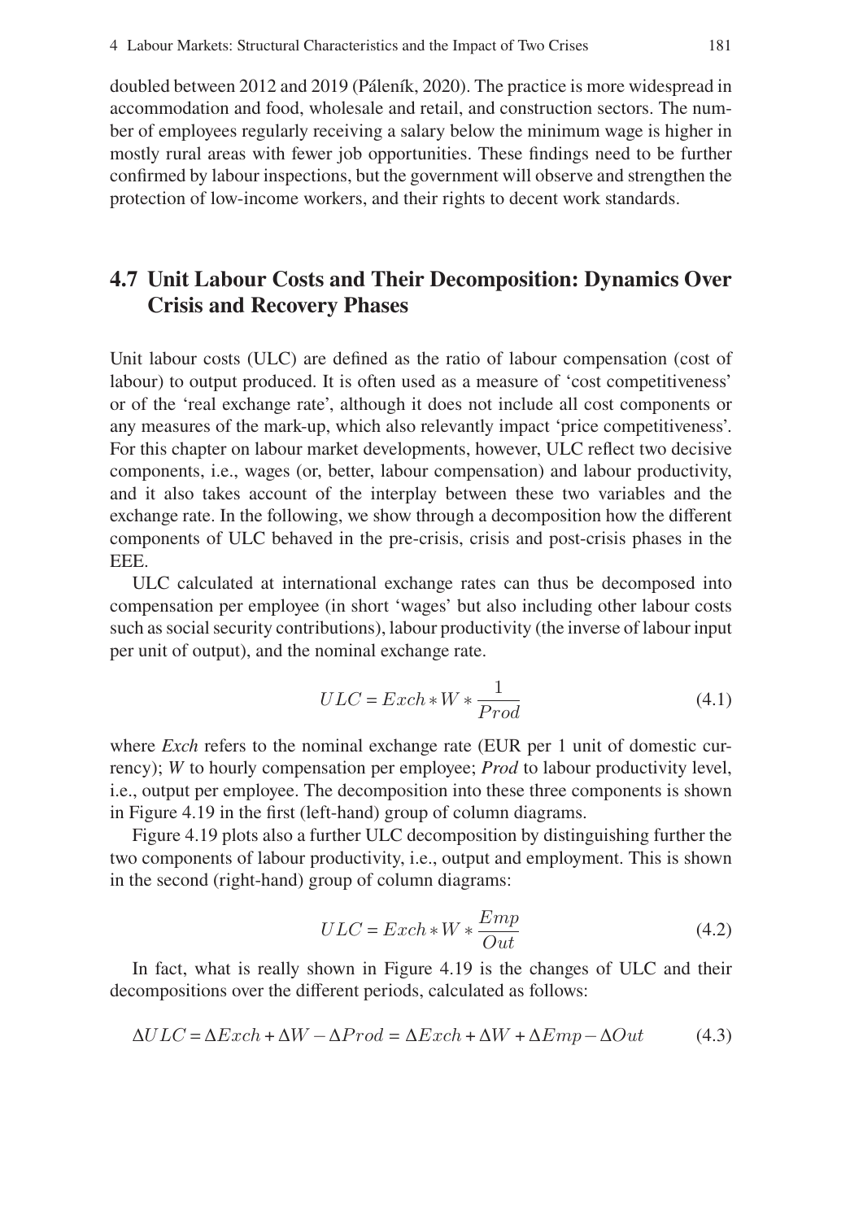doubled between 2012 and 2019 (Páleník, 2020). The practice is more widespread in accommodation and food, wholesale and retail, and construction sectors. The number of employees regularly receiving a salary below the minimum wage is higher in mostly rural areas with fewer job opportunities. These findings need to be further confirmed by labour inspections, but the government will observe and strengthen the protection of low-income workers, and their rights to decent work standards.

## 4.7 Unit Labour Costs and Their Decomposition: Dynamics Over Crisis and Recovery Phases

Unit labour costs (ULC) are defined as the ratio of labour compensation (cost of labour) to output produced. It is often used as a measure of 'cost competitiveness' or of the 'real exchange rate', although it does not include all cost components or any measures of the mark-up, which also relevantly impact 'price competitiveness'. For this chapter on labour market developments, however, ULC reflect two decisive components, i.e., wages (or, better, labour compensation) and labour productivity, and it also takes account of the interplay between these two variables and the exchange rate. In the following, we show through a decomposition how the different components of ULC behaved in the pre-crisis, crisis and post-crisis phases in the EEE.

ULC calculated at international exchange rates can thus be decomposed into compensation per employee (in short 'wages' but also including other labour costs such as social security contributions), labour productivity (the inverse of labour input per unit of output), and the nominal exchange rate.

$$ULC = Exch * W * \frac{1}{Prod} \tag{4.1}$$

where *Exch* refers to the nominal exchange rate (EUR per 1 unit of domestic currency); *W* to hourly compensation per employee; *Prod* to labour productivity level, i.e., output per employee. The decomposition into these three components is shown in Figure 4.19 in the first (left-hand) group of column diagrams.

Figure 4.19 plots also a further ULC decomposition by distinguishing further the two components of labour productivity, i.e., output and employment. This is shown in the second (right-hand) group of column diagrams:

$$ULC = Exch * W * \frac{Emp}{Out} \tag{4.2}$$

In fact, what is really shown in Figure 4.19 is the changes of ULC and their decompositions over the different periods, calculated as follows:

$$\Delta ULC = \Delta Exch + \Delta W - \Delta Prod = \Delta Exch + \Delta W + \Delta Emp - \Delta Out \tag{4.3}$$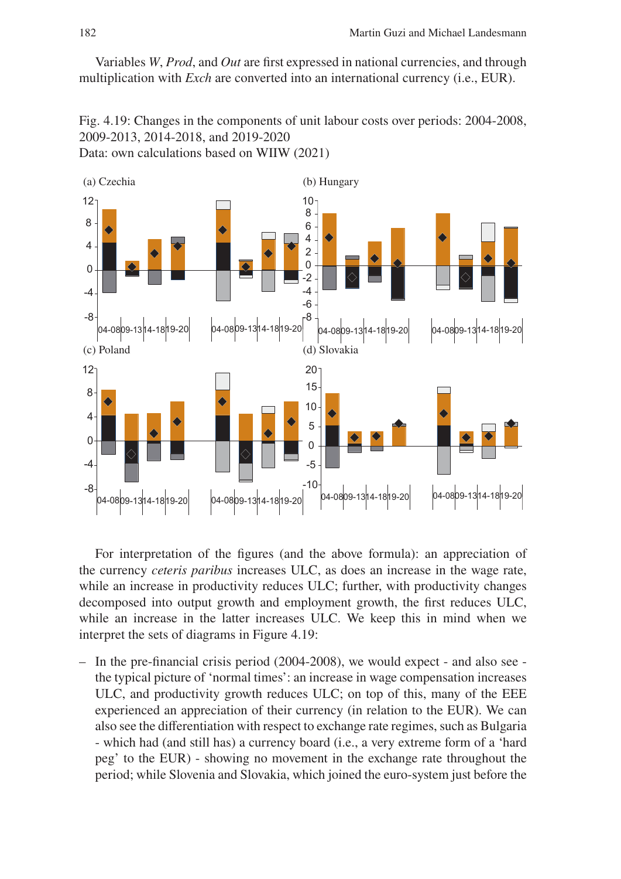Variables *W*, *Prod*, and *Out* are first expressed in national currencies, and through multiplication with *Exch* are converted into an international currency (i.e., EUR).

Fig. 4.19: Changes in the components of unit labour costs over periods: 2004-2008, 2009-2013, 2014-2018, and 2019-2020
Data: own calculations based on WIIW (2021)

For interpretation of the figures (and the above formula): an appreciation of the currency *ceteris paribus* increases ULC, as does an increase in the wage rate, while an increase in productivity reduces ULC; further, with productivity changes decomposed into output growth and employment growth, the first reduces ULC, while an increase in the latter increases ULC. We keep this in mind when we interpret the sets of diagrams in Figure 4.19:

– In the pre-financial crisis period (2004-2008), we would expect - and also see - the typical picture of 'normal times': an increase in wage compensation increases ULC, and productivity growth reduces ULC; on top of this, many of the EEE experienced an appreciation of their currency (in relation to the EUR). We can also see the differentiation with respect to exchange rate regimes, such as Bulgaria - which had (and still has) a currency board (i.e., a very extreme form of a 'hard peg' to the EUR) - showing no movement in the exchange rate throughout the period; while Slovenia and Slovakia, which joined the euro-system just before the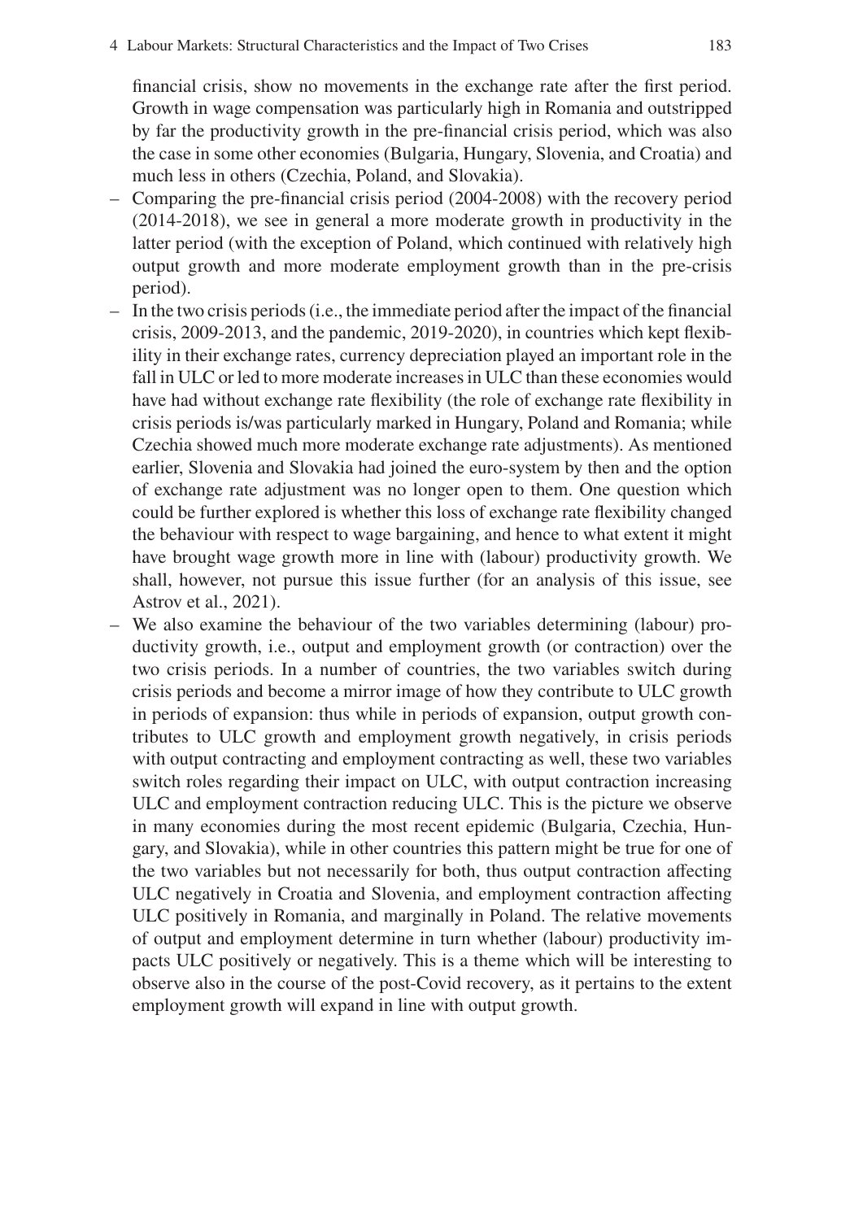financial crisis, show no movements in the exchange rate after the first period. Growth in wage compensation was particularly high in Romania and outstripped by far the productivity growth in the pre-financial crisis period, which was also the case in some other economies (Bulgaria, Hungary, Slovenia, and Croatia) and much less in others (Czechia, Poland, and Slovakia).

- Comparing the pre-financial crisis period (2004-2008) with the recovery period (2014-2018), we see in general a more moderate growth in productivity in the latter period (with the exception of Poland, which continued with relatively high output growth and more moderate employment growth than in the pre-crisis period).
- In the two crisis periods (i.e., the immediate period after the impact of the financial crisis, 2009-2013, and the pandemic, 2019-2020), in countries which kept flexibility in their exchange rates, currency depreciation played an important role in the fall in ULC or led to more moderate increases in ULC than these economies would have had without exchange rate flexibility (the role of exchange rate flexibility in crisis periods is/was particularly marked in Hungary, Poland and Romania; while Czechia showed much more moderate exchange rate adjustments). As mentioned earlier, Slovenia and Slovakia had joined the euro-system by then and the option of exchange rate adjustment was no longer open to them. One question which could be further explored is whether this loss of exchange rate flexibility changed the behaviour with respect to wage bargaining, and hence to what extent it might have brought wage growth more in line with (labour) productivity growth. We shall, however, not pursue this issue further (for an analysis of this issue, see Astrov et al., 2021).
- We also examine the behaviour of the two variables determining (labour) productivity growth, i.e., output and employment growth (or contraction) over the two crisis periods. In a number of countries, the two variables switch during crisis periods and become a mirror image of how they contribute to ULC growth in periods of expansion: thus while in periods of expansion, output growth contributes to ULC growth and employment growth negatively, in crisis periods with output contracting and employment contracting as well, these two variables switch roles regarding their impact on ULC, with output contraction increasing ULC and employment contraction reducing ULC. This is the picture we observe in many economies during the most recent epidemic (Bulgaria, Czechia, Hungary, and Slovakia), while in other countries this pattern might be true for one of the two variables but not necessarily for both, thus output contraction affecting ULC negatively in Croatia and Slovenia, and employment contraction affecting ULC positively in Romania, and marginally in Poland. The relative movements of output and employment determine in turn whether (labour) productivity impacts ULC positively or negatively. This is a theme which will be interesting to observe also in the course of the post-Covid recovery, as it pertains to the extent employment growth will expand in line with output growth.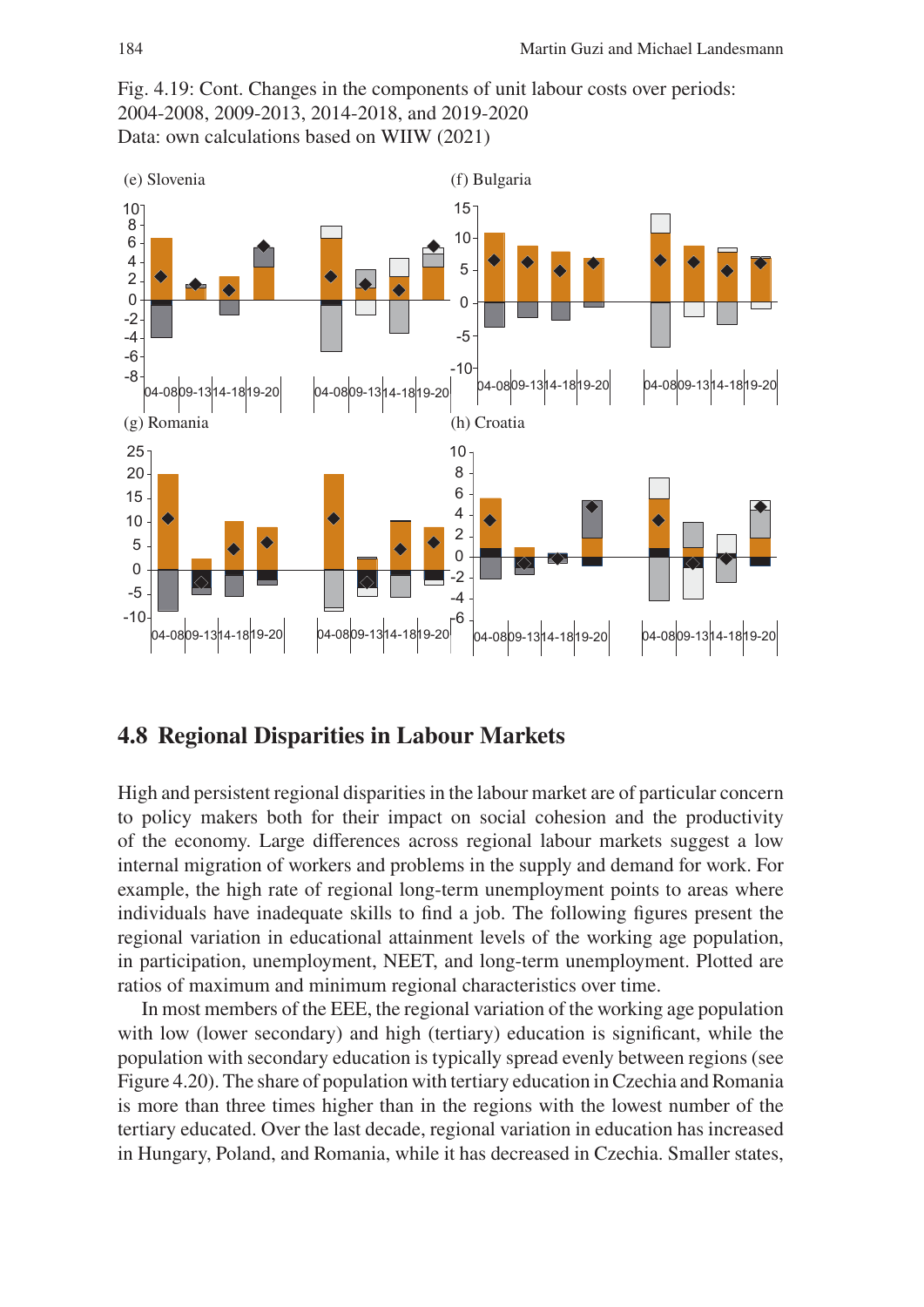Fig. 4.19: Cont. Changes in the components of unit labour costs over periods: 2004-2008, 2009-2013, 2014-2018, and 2019-2020
Data: own calculations based on WIIW (2021)

## 4.8 Regional Disparities in Labour Markets

High and persistent regional disparities in the labour market are of particular concern to policy makers both for their impact on social cohesion and the productivity of the economy. Large differences across regional labour markets suggest a low internal migration of workers and problems in the supply and demand for work. For example, the high rate of regional long-term unemployment points to areas where individuals have inadequate skills to find a job. The following figures present the regional variation in educational attainment levels of the working age population, in participation, unemployment, NEET, and long-term unemployment. Plotted are ratios of maximum and minimum regional characteristics over time.

In most members of the EEE, the regional variation of the working age population with low (lower secondary) and high (tertiary) education is significant, while the population with secondary education is typically spread evenly between regions (see Figure 4.20). The share of population with tertiary education in Czechia and Romania is more than three times higher than in the regions with the lowest number of the tertiary educated. Over the last decade, regional variation in education has increased in Hungary, Poland, and Romania, while it has decreased in Czechia. Smaller states,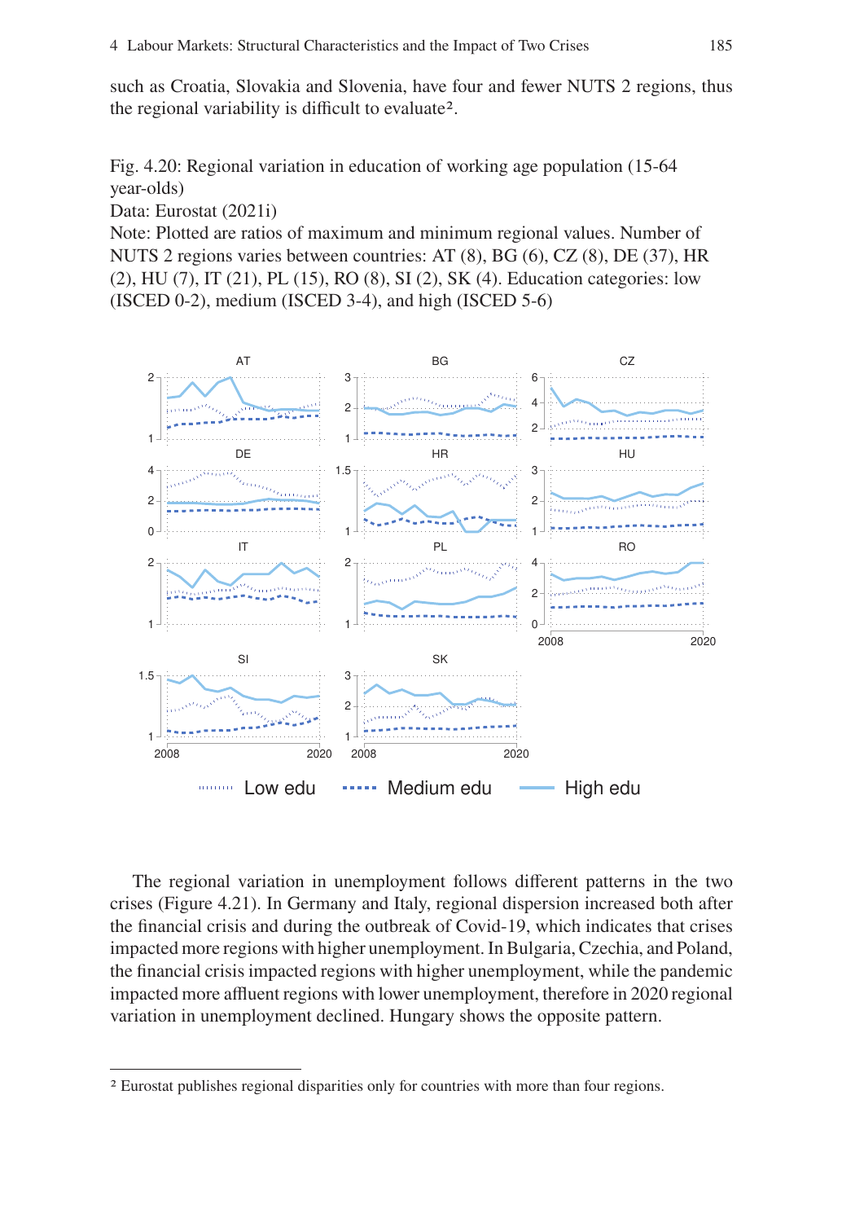such as Croatia, Slovakia and Slovenia, have four and fewer NUTS 2 regions, thus the regional variability is difficult to evaluate[2].

Fig. 4.20: Regional variation in education of working age population (15-64 year-olds)
Data: Eurostat (2021i)
Note: Plotted are ratios of maximum and minimum regional values. Number of NUTS 2 regions varies between countries: AT (8), BG (6), CZ (8), DE (37), HR (2), HU (7), IT (21), PL (15), RO (8), SI (2), SK (4). Education categories: low (ISCED 0-2), medium (ISCED 3-4), and high (ISCED 5-6)

The regional variation in unemployment follows different patterns in the two crises (Figure 4.21). In Germany and Italy, regional dispersion increased both after the financial crisis and during the outbreak of Covid-19, which indicates that crises impacted more regions with higher unemployment. In Bulgaria, Czechia, and Poland, the financial crisis impacted regions with higher unemployment, while the pandemic impacted more affluent regions with lower unemployment, therefore in 2020 regional variation in unemployment declined. Hungary shows the opposite pattern.

[2] Eurostat publishes regional disparities only for countries with more than four regions.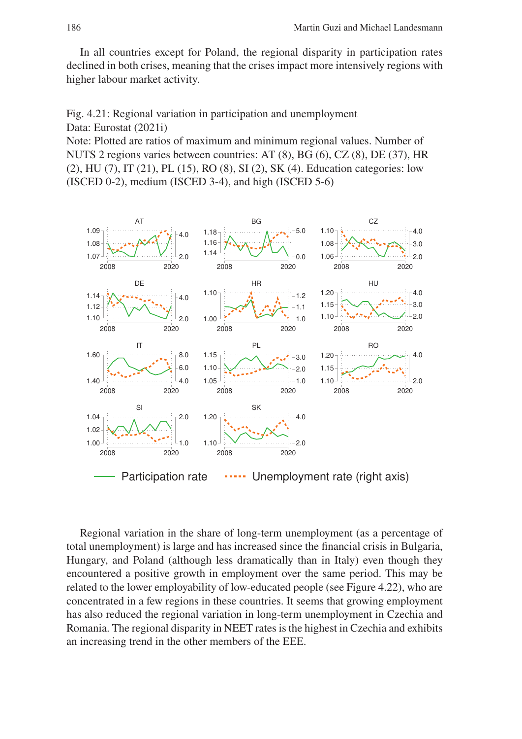In all countries except for Poland, the regional disparity in participation rates declined in both crises, meaning that the crises impact more intensively regions with higher labour market activity.

Fig. 4.21: Regional variation in participation and unemployment
Data: Eurostat (2021i)
Note: Plotted are ratios of maximum and minimum regional values. Number of NUTS 2 regions varies between countries: AT (8), BG (6), CZ (8), DE (37), HR (2), HU (7), IT (21), PL (15), RO (8), SI (2), SK (4). Education categories: low (ISCED 0-2), medium (ISCED 3-4), and high (ISCED 5-6)

Regional variation in the share of long-term unemployment (as a percentage of total unemployment) is large and has increased since the financial crisis in Bulgaria, Hungary, and Poland (although less dramatically than in Italy) even though they encountered a positive growth in employment over the same period. This may be related to the lower employability of low-educated people (see Figure 4.22), who are concentrated in a few regions in these countries. It seems that growing employment has also reduced the regional variation in long-term unemployment in Czechia and Romania. The regional disparity in NEET rates is the highest in Czechia and exhibits an increasing trend in the other members of the EEE.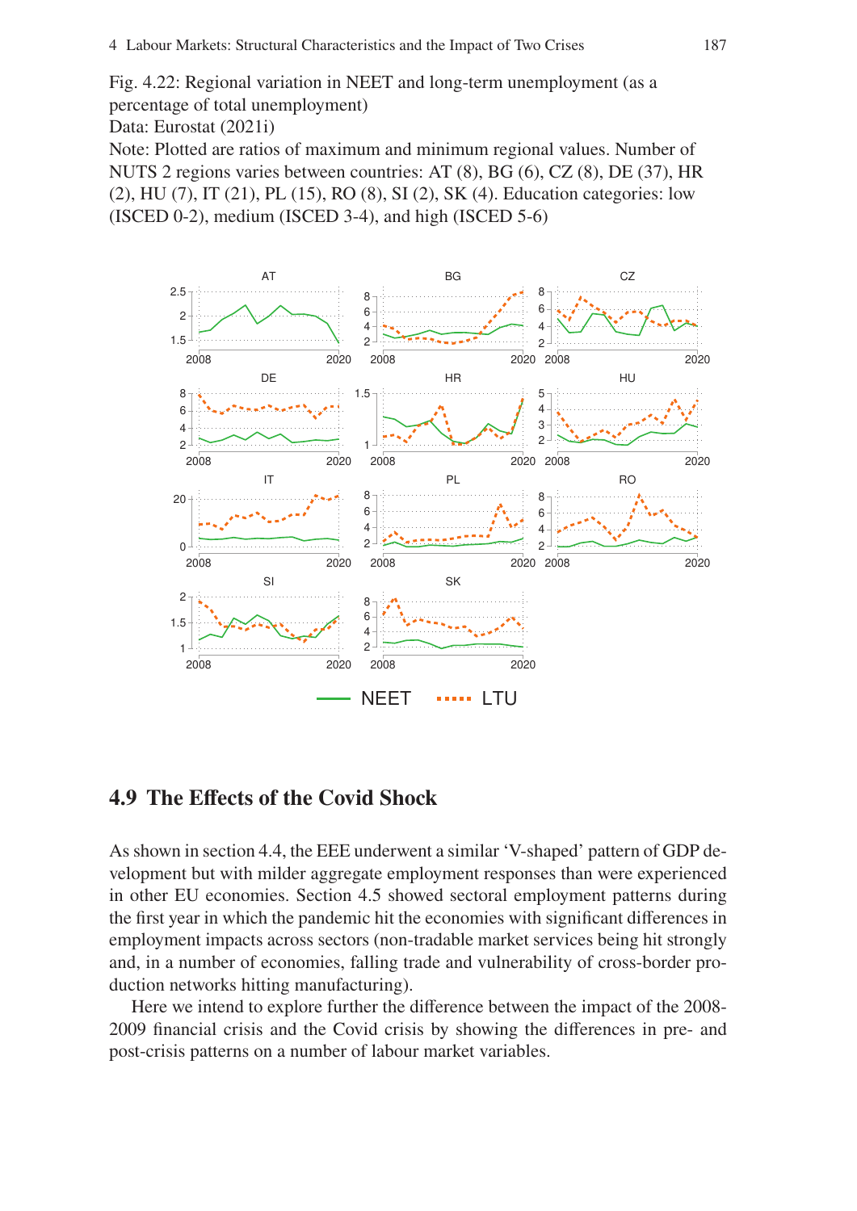Fig. 4.22: Regional variation in NEET and long-term unemployment (as a percentage of total unemployment)
Data: Eurostat (2021i)
Note: Plotted are ratios of maximum and minimum regional values. Number of NUTS 2 regions varies between countries: AT (8), BG (6), CZ (8), DE (37), HR (2), HU (7), IT (21), PL (15), RO (8), SI (2), SK (4). Education categories: low (ISCED 0-2), medium (ISCED 3-4), and high (ISCED 5-6)

## 4.9 The Effects of the Covid Shock

As shown in section 4.4, the EEE underwent a similar 'V-shaped' pattern of GDP development but with milder aggregate employment responses than were experienced in other EU economies. Section 4.5 showed sectoral employment patterns during the first year in which the pandemic hit the economies with significant differences in employment impacts across sectors (non-tradable market services being hit strongly and, in a number of economies, falling trade and vulnerability of cross-border production networks hitting manufacturing).

Here we intend to explore further the difference between the impact of the 2008-2009 financial crisis and the Covid crisis by showing the differences in pre- and post-crisis patterns on a number of labour market variables.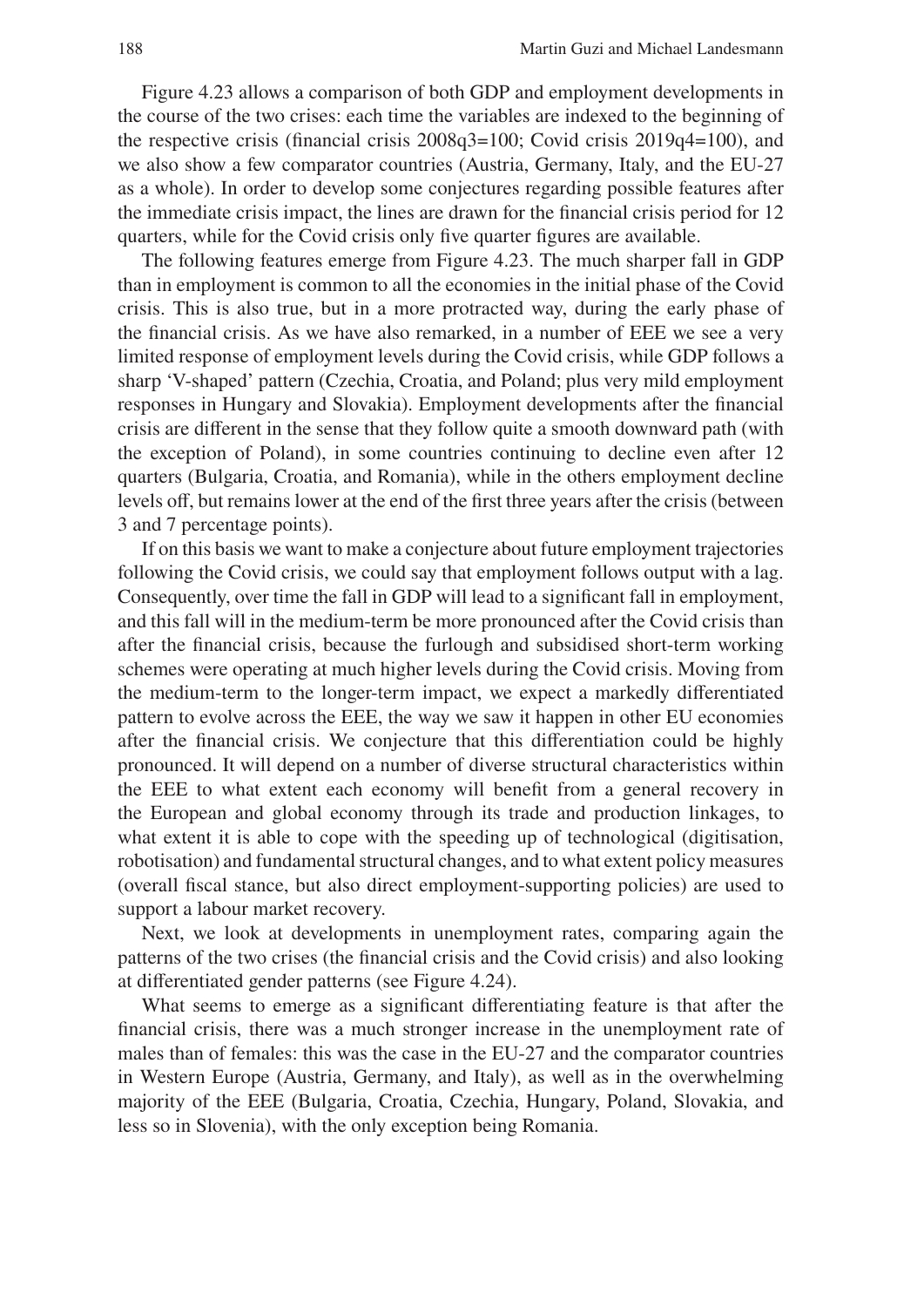Figure 4.23 allows a comparison of both GDP and employment developments in the course of the two crises: each time the variables are indexed to the beginning of the respective crisis (financial crisis 2008q3=100; Covid crisis 2019q4=100), and we also show a few comparator countries (Austria, Germany, Italy, and the EU-27 as a whole). In order to develop some conjectures regarding possible features after the immediate crisis impact, the lines are drawn for the financial crisis period for 12 quarters, while for the Covid crisis only five quarter figures are available.

The following features emerge from Figure 4.23. The much sharper fall in GDP than in employment is common to all the economies in the initial phase of the Covid crisis. This is also true, but in a more protracted way, during the early phase of the financial crisis. As we have also remarked, in a number of EEE we see a very limited response of employment levels during the Covid crisis, while GDP follows a sharp 'V-shaped' pattern (Czechia, Croatia, and Poland; plus very mild employment responses in Hungary and Slovakia). Employment developments after the financial crisis are different in the sense that they follow quite a smooth downward path (with the exception of Poland), in some countries continuing to decline even after 12 quarters (Bulgaria, Croatia, and Romania), while in the others employment decline levels off, but remains lower at the end of the first three years after the crisis (between 3 and 7 percentage points).

If on this basis we want to make a conjecture about future employment trajectories following the Covid crisis, we could say that employment follows output with a lag. Consequently, over time the fall in GDP will lead to a significant fall in employment, and this fall will in the medium-term be more pronounced after the Covid crisis than after the financial crisis, because the furlough and subsidised short-term working schemes were operating at much higher levels during the Covid crisis. Moving from the medium-term to the longer-term impact, we expect a markedly differentiated pattern to evolve across the EEE, the way we saw it happen in other EU economies after the financial crisis. We conjecture that this differentiation could be highly pronounced. It will depend on a number of diverse structural characteristics within the EEE to what extent each economy will benefit from a general recovery in the European and global economy through its trade and production linkages, to what extent it is able to cope with the speeding up of technological (digitisation, robotisation) and fundamental structural changes, and to what extent policy measures (overall fiscal stance, but also direct employment-supporting policies) are used to support a labour market recovery.

Next, we look at developments in unemployment rates, comparing again the patterns of the two crises (the financial crisis and the Covid crisis) and also looking at differentiated gender patterns (see Figure 4.24).

What seems to emerge as a significant differentiating feature is that after the financial crisis, there was a much stronger increase in the unemployment rate of males than of females: this was the case in the EU-27 and the comparator countries in Western Europe (Austria, Germany, and Italy), as well as in the overwhelming majority of the EEE (Bulgaria, Croatia, Czechia, Hungary, Poland, Slovakia, and less so in Slovenia), with the only exception being Romania.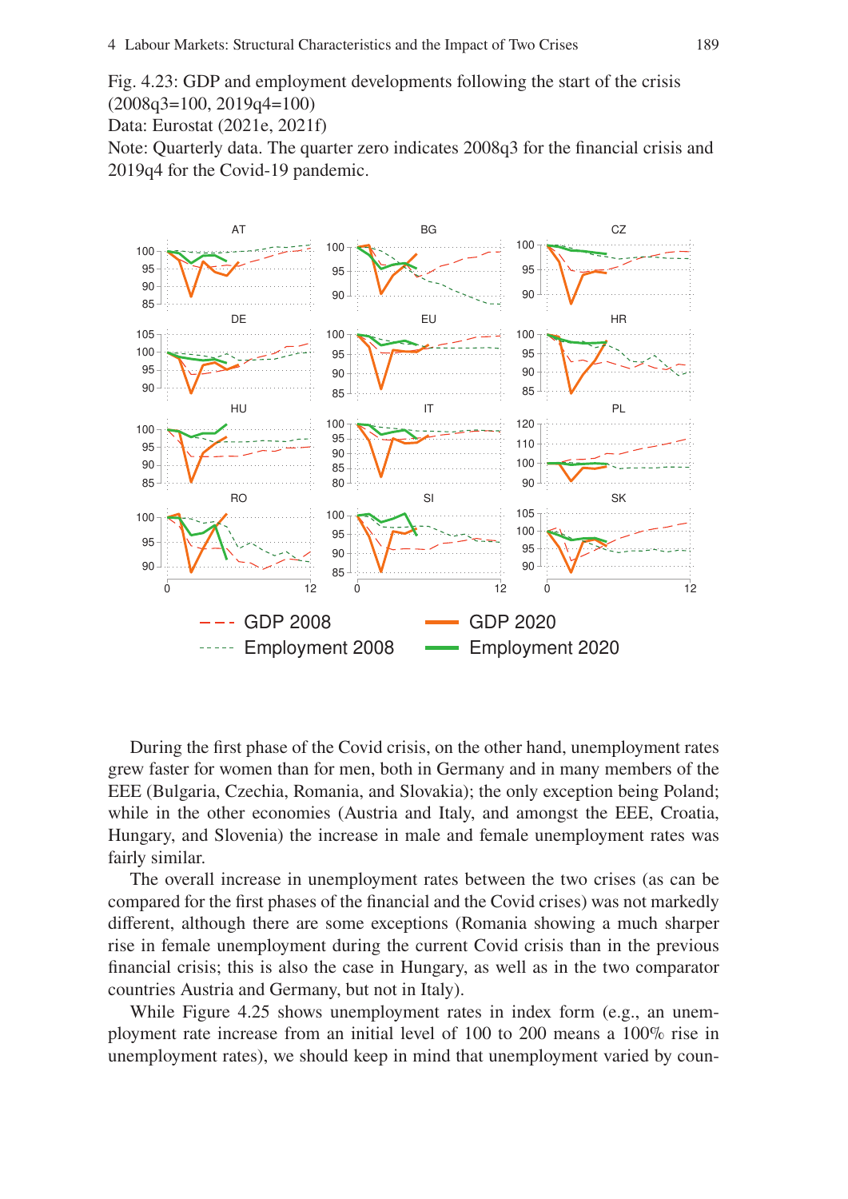Fig. 4.23: GDP and employment developments following the start of the crisis (2008q3=100, 2019q4=100)
Data: Eurostat (2021e, 2021f)
Note: Quarterly data. The quarter zero indicates 2008q3 for the financial crisis and 2019q4 for the Covid-19 pandemic.

During the first phase of the Covid crisis, on the other hand, unemployment rates grew faster for women than for men, both in Germany and in many members of the EEE (Bulgaria, Czechia, Romania, and Slovakia); the only exception being Poland; while in the other economies (Austria and Italy, and amongst the EEE, Croatia, Hungary, and Slovenia) the increase in male and female unemployment rates was fairly similar.

The overall increase in unemployment rates between the two crises (as can be compared for the first phases of the financial and the Covid crises) was not markedly different, although there are some exceptions (Romania showing a much sharper rise in female unemployment during the current Covid crisis than in the previous financial crisis; this is also the case in Hungary, as well as in the two comparator countries Austria and Germany, but not in Italy).

While Figure 4.25 shows unemployment rates in index form (e.g., an unemployment rate increase from an initial level of 100 to 200 means a 100% rise in unemployment rates), we should keep in mind that unemployment varied by coun-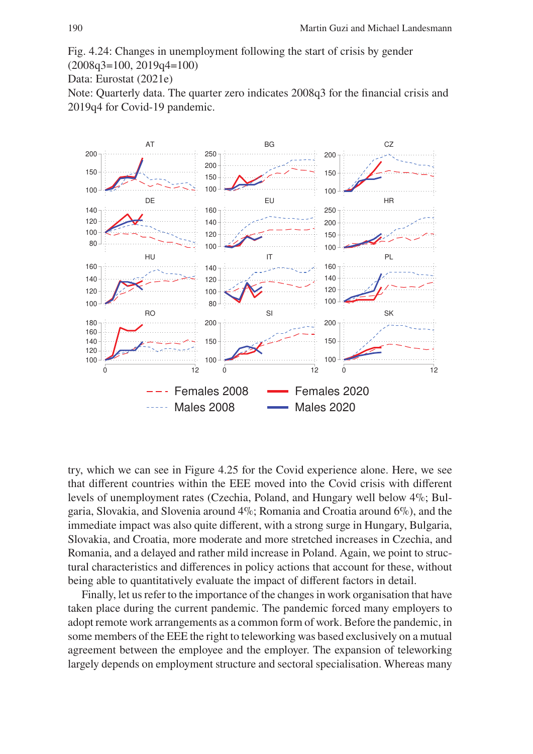Fig. 4.24: Changes in unemployment following the start of crisis by gender (2008q3=100, 2019q4=100)
Data: Eurostat (2021e)
Note: Quarterly data. The quarter zero indicates 2008q3 for the financial crisis and 2019q4 for Covid-19 pandemic.

try, which we can see in Figure 4.25 for the Covid experience alone. Here, we see that different countries within the EEE moved into the Covid crisis with different levels of unemployment rates (Czechia, Poland, and Hungary well below 4%; Bulgaria, Slovakia, and Slovenia around 4%; Romania and Croatia around 6%), and the immediate impact was also quite different, with a strong surge in Hungary, Bulgaria, Slovakia, and Croatia, more moderate and more stretched increases in Czechia, and Romania, and a delayed and rather mild increase in Poland. Again, we point to structural characteristics and differences in policy actions that account for these, without being able to quantitatively evaluate the impact of different factors in detail.

Finally, let us refer to the importance of the changes in work organisation that have taken place during the current pandemic. The pandemic forced many employers to adopt remote work arrangements as a common form of work. Before the pandemic, in some members of the EEE the right to teleworking was based exclusively on a mutual agreement between the employee and the employer. The expansion of teleworking largely depends on employment structure and sectoral specialisation. Whereas many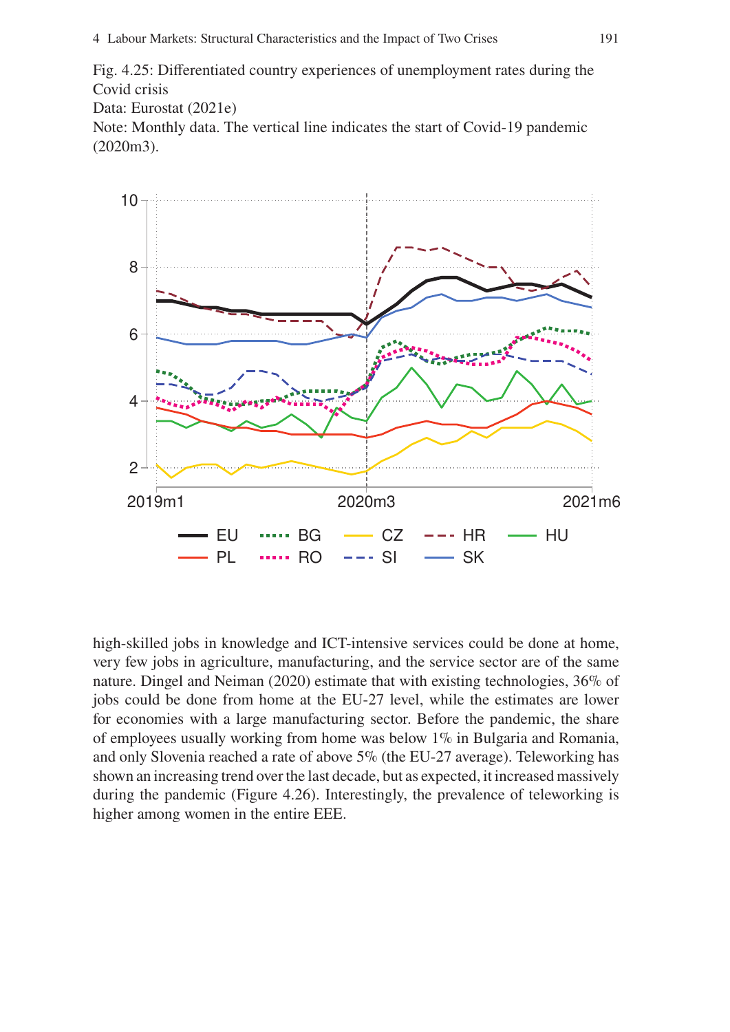Fig. 4.25: Differentiated country experiences of unemployment rates during the Covid crisis

Data: Eurostat (2021e)

Note: Monthly data. The vertical line indicates the start of Covid-19 pandemic (2020m3).

high-skilled jobs in knowledge and ICT-intensive services could be done at home, very few jobs in agriculture, manufacturing, and the service sector are of the same nature. Dingel and Neiman (2020) estimate that with existing technologies, 36% of jobs could be done from home at the EU-27 level, while the estimates are lower for economies with a large manufacturing sector. Before the pandemic, the share of employees usually working from home was below 1% in Bulgaria and Romania, and only Slovenia reached a rate of above 5% (the EU-27 average). Teleworking has shown an increasing trend over the last decade, but as expected, it increased massively during the pandemic (Figure 4.26). Interestingly, the prevalence of teleworking is higher among women in the entire EEE.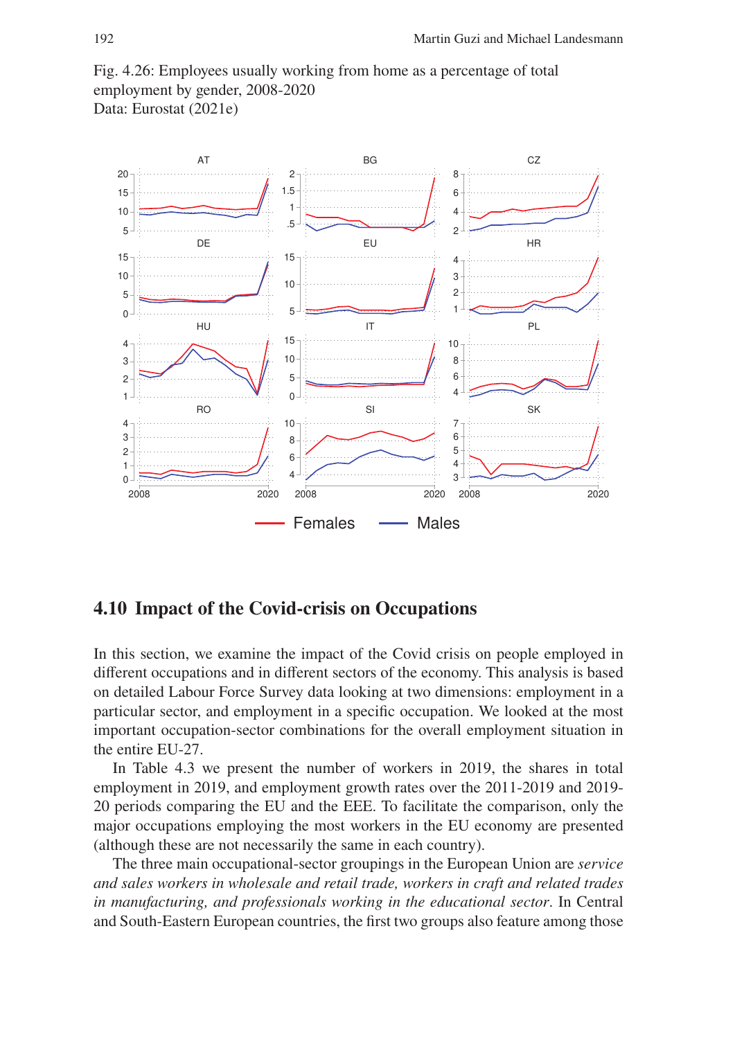Fig. 4.26: Employees usually working from home as a percentage of total employment by gender, 2008-2020
Data: Eurostat (2021e)

## 4.10 Impact of the Covid-crisis on Occupations

In this section, we examine the impact of the Covid crisis on people employed in different occupations and in different sectors of the economy. This analysis is based on detailed Labour Force Survey data looking at two dimensions: employment in a particular sector, and employment in a specific occupation. We looked at the most important occupation-sector combinations for the overall employment situation in the entire EU-27.

In Table 4.3 we present the number of workers in 2019, the shares in total employment in 2019, and employment growth rates over the 2011-2019 and 2019-20 periods comparing the EU and the EEE. To facilitate the comparison, only the major occupations employing the most workers in the EU economy are presented (although these are not necessarily the same in each country).

The three main occupational-sector groupings in the European Union are *service and sales workers in wholesale and retail trade, workers in craft and related trades in manufacturing, and professionals working in the educational sector*. In Central and South-Eastern European countries, the first two groups also feature among those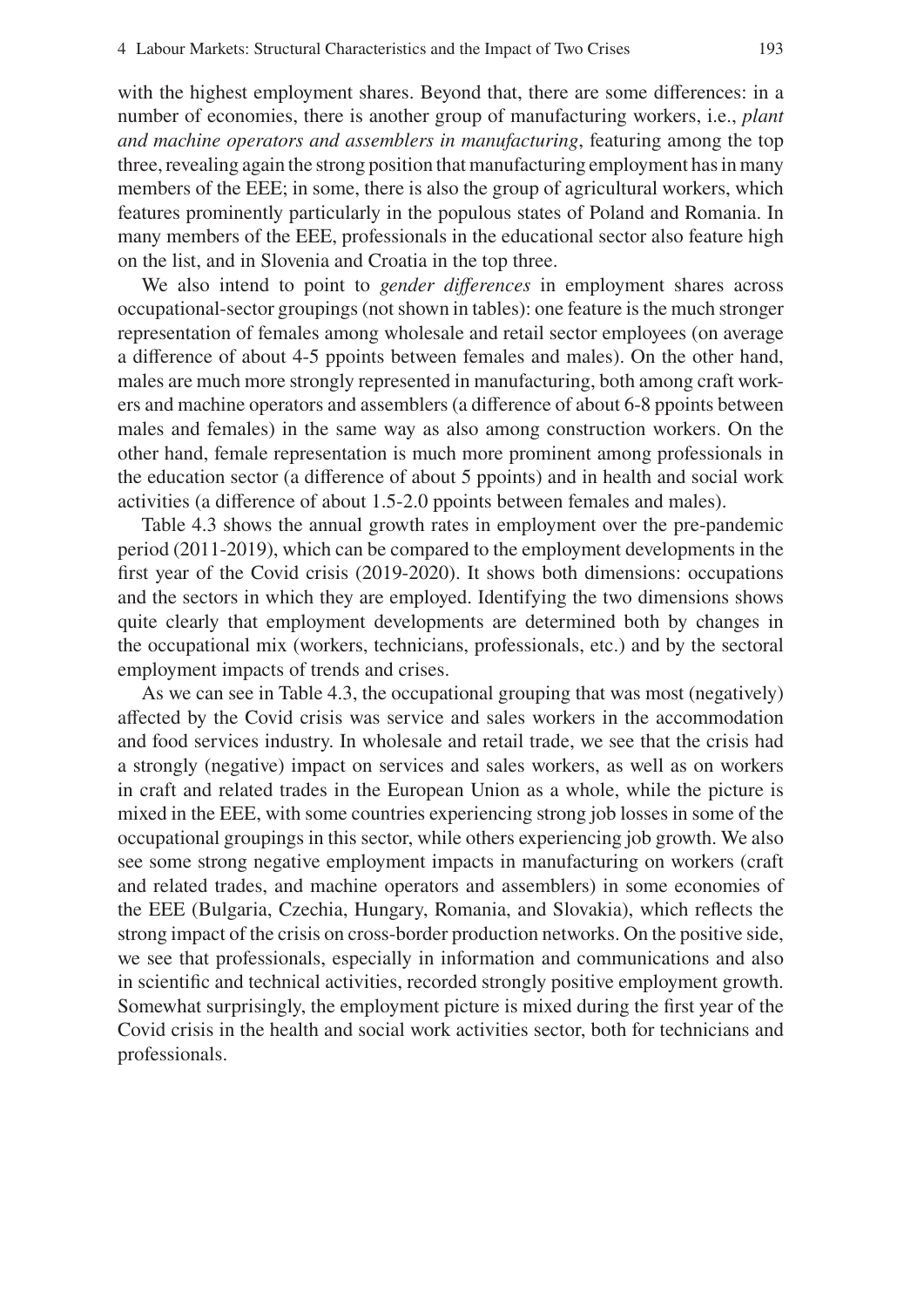with the highest employment shares. Beyond that, there are some differences: in a number of economies, there is another group of manufacturing workers, i.e., *plant and machine operators and assemblers in manufacturing*, featuring among the top three, revealing again the strong position that manufacturing employment has in many members of the EEE; in some, there is also the group of agricultural workers, which features prominently particularly in the populous states of Poland and Romania. In many members of the EEE, professionals in the educational sector also feature high on the list, and in Slovenia and Croatia in the top three.

We also intend to point to *gender differences* in employment shares across occupational-sector groupings (not shown in tables): one feature is the much stronger representation of females among wholesale and retail sector employees (on average a difference of about 4-5 ppoints between females and males). On the other hand, males are much more strongly represented in manufacturing, both among craft workers and machine operators and assemblers (a difference of about 6-8 ppoints between males and females) in the same way as also among construction workers. On the other hand, female representation is much more prominent among professionals in the education sector (a difference of about 5 ppoints) and in health and social work activities (a difference of about 1.5-2.0 ppoints between females and males).

Table 4.3 shows the annual growth rates in employment over the pre-pandemic period (2011-2019), which can be compared to the employment developments in the first year of the Covid crisis (2019-2020). It shows both dimensions: occupations and the sectors in which they are employed. Identifying the two dimensions shows quite clearly that employment developments are determined both by changes in the occupational mix (workers, technicians, professionals, etc.) and by the sectoral employment impacts of trends and crises.

As we can see in Table 4.3, the occupational grouping that was most (negatively) affected by the Covid crisis was service and sales workers in the accommodation and food services industry. In wholesale and retail trade, we see that the crisis had a strongly (negative) impact on services and sales workers, as well as on workers in craft and related trades in the European Union as a whole, while the picture is mixed in the EEE, with some countries experiencing strong job losses in some of the occupational groupings in this sector, while others experiencing job growth. We also see some strong negative employment impacts in manufacturing on workers (craft and related trades, and machine operators and assemblers) in some economies of the EEE (Bulgaria, Czechia, Hungary, Romania, and Slovakia), which reflects the strong impact of the crisis on cross-border production networks. On the positive side, we see that professionals, especially in information and communications and also in scientific and technical activities, recorded strongly positive employment growth. Somewhat surprisingly, the employment picture is mixed during the first year of the Covid crisis in the health and social work activities sector, both for technicians and professionals.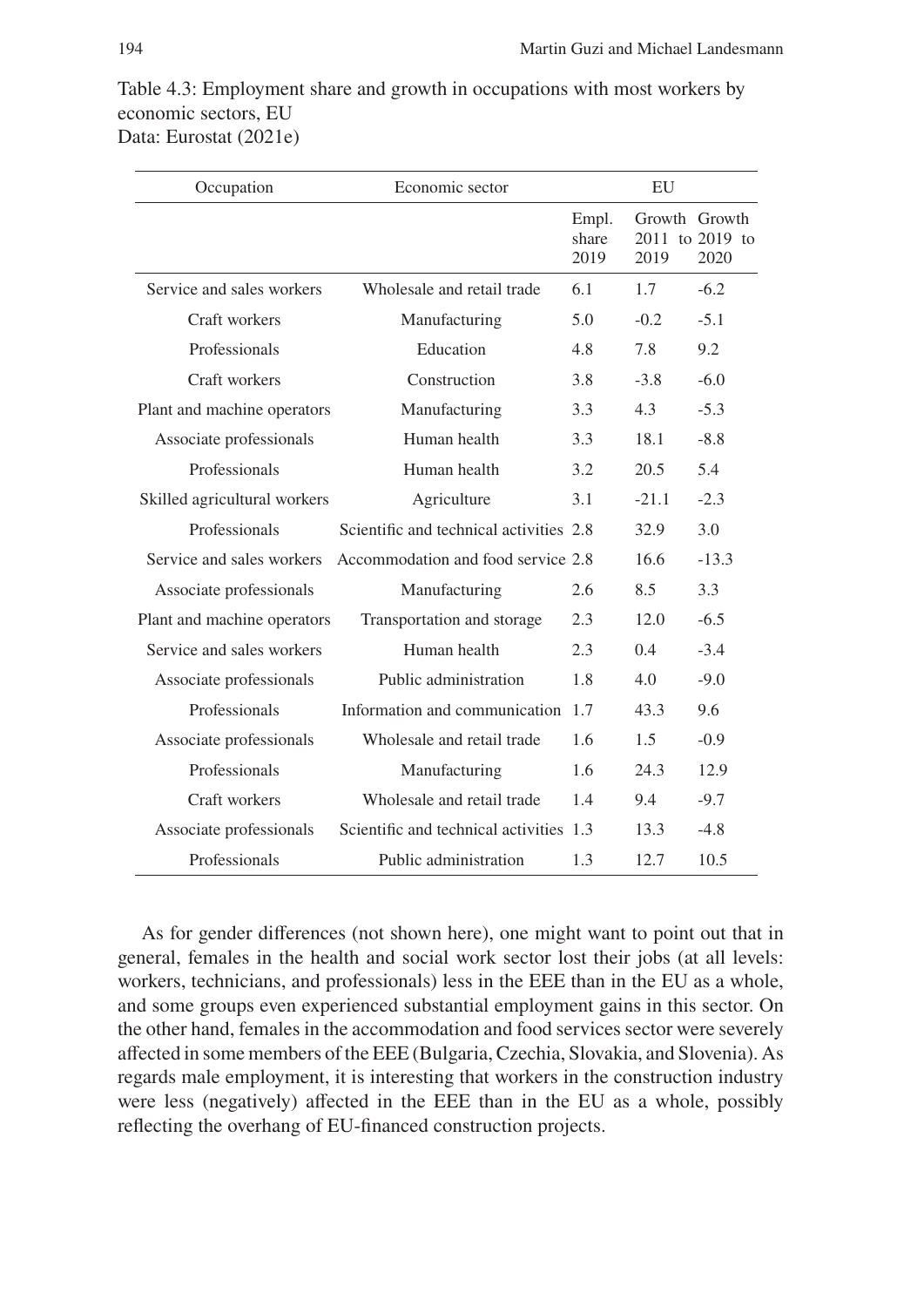Table 4.3: Employment share and growth in occupations with most workers by economic sectors, EU
Data: Eurostat (2021e)

| Occupation | Economic sector | EU | | |
|---|---|---|---|---|
| | | Empl. share 2019 | Growth 2011 to 2019 | Growth 2019 to 2020 |
| Service and sales workers | Wholesale and retail trade | 6.1 | 1.7 | -6.2 |
| Craft workers | Manufacturing | 5.0 | -0.2 | -5.1 |
| Professionals | Education | 4.8 | 7.8 | 9.2 |
| Craft workers | Construction | 3.8 | -3.8 | -6.0 |
| Plant and machine operators | Manufacturing | 3.3 | 4.3 | -5.3 |
| Associate professionals | Human health | 3.3 | 18.1 | -8.8 |
| Professionals | Human health | 3.2 | 20.5 | 5.4 |
| Skilled agricultural workers | Agriculture | 3.1 | -21.1 | -2.3 |
| Professionals | Scientific and technical activities | 2.8 | 32.9 | 3.0 |
| Service and sales workers | Accommodation and food service | 2.8 | 16.6 | -13.3 |
| Associate professionals | Manufacturing | 2.6 | 8.5 | 3.3 |
| Plant and machine operators | Transportation and storage | 2.3 | 12.0 | -6.5 |
| Service and sales workers | Human health | 2.3 | 0.4 | -3.4 |
| Associate professionals | Public administration | 1.8 | 4.0 | -9.0 |
| Professionals | Information and communication | 1.7 | 43.3 | 9.6 |
| Associate professionals | Wholesale and retail trade | 1.6 | 1.5 | -0.9 |
| Professionals | Manufacturing | 1.6 | 24.3 | 12.9 |
| Craft workers | Wholesale and retail trade | 1.4 | 9.4 | -9.7 |
| Associate professionals | Scientific and technical activities | 1.3 | 13.3 | -4.8 |
| Professionals | Public administration | 1.3 | 12.7 | 10.5 |

As for gender differences (not shown here), one might want to point out that in general, females in the health and social work sector lost their jobs (at all levels: workers, technicians, and professionals) less in the EEE than in the EU as a whole, and some groups even experienced substantial employment gains in this sector. On the other hand, females in the accommodation and food services sector were severely affected in some members of the EEE (Bulgaria, Czechia, Slovakia, and Slovenia). As regards male employment, it is interesting that workers in the construction industry were less (negatively) affected in the EEE than in the EU as a whole, possibly reflecting the overhang of EU-financed construction projects.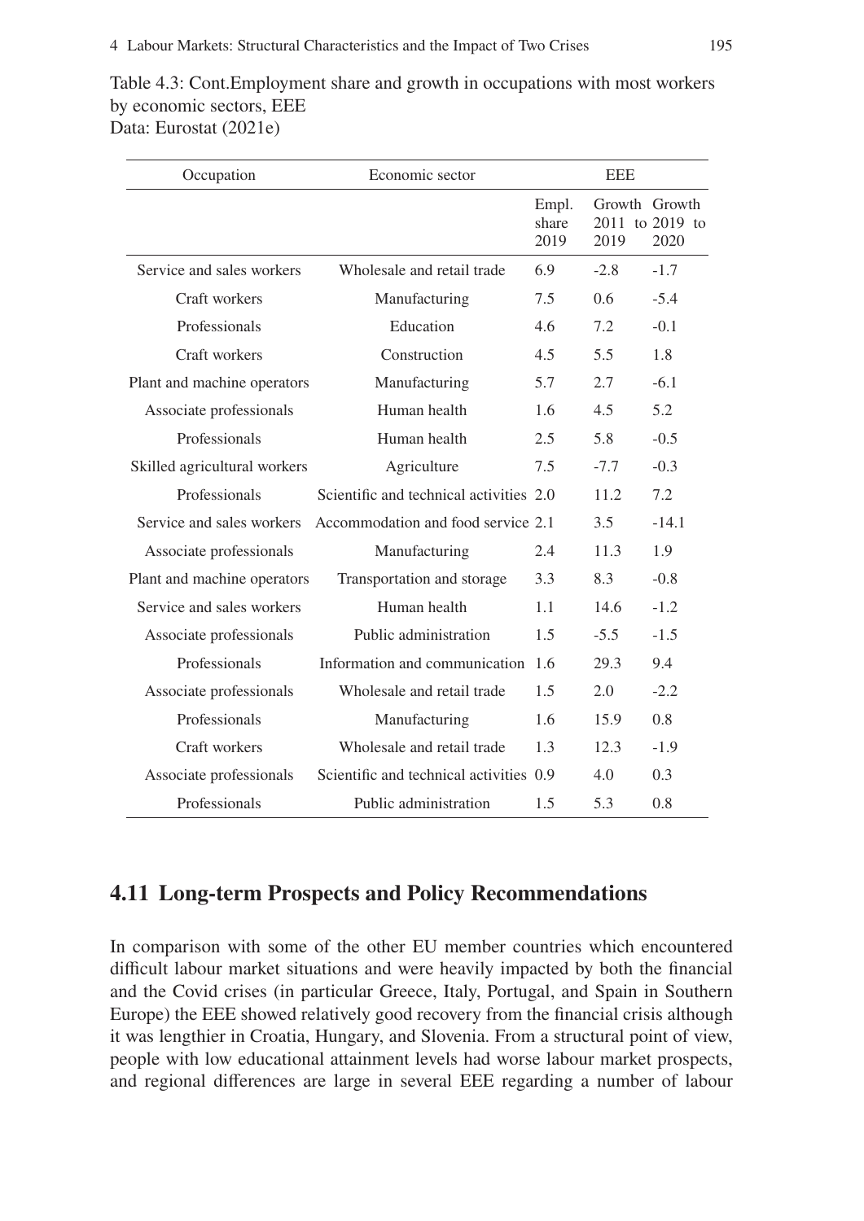Table 4.3: Cont.Employment share and growth in occupations with most workers by economic sectors, EEE
Data: Eurostat (2021e)

| Occupation | Economic sector | EEE | | |
|---|---|---|---|---|
| | | Empl. share 2019 | Growth 2011 to 2019 | Growth 2019 to 2020 |
| Service and sales workers | Wholesale and retail trade | 6.9 | -2.8 | -1.7 |
| Craft workers | Manufacturing | 7.5 | 0.6 | -5.4 |
| Professionals | Education | 4.6 | 7.2 | -0.1 |
| Craft workers | Construction | 4.5 | 5.5 | 1.8 |
| Plant and machine operators | Manufacturing | 5.7 | 2.7 | -6.1 |
| Associate professionals | Human health | 1.6 | 4.5 | 5.2 |
| Professionals | Human health | 2.5 | 5.8 | -0.5 |
| Skilled agricultural workers | Agriculture | 7.5 | -7.7 | -0.3 |
| Professionals | Scientific and technical activities | 2.0 | 11.2 | 7.2 |
| Service and sales workers | Accommodation and food service | 2.1 | 3.5 | -14.1 |
| Associate professionals | Manufacturing | 2.4 | 11.3 | 1.9 |
| Plant and machine operators | Transportation and storage | 3.3 | 8.3 | -0.8 |
| Service and sales workers | Human health | 1.1 | 14.6 | -1.2 |
| Associate professionals | Public administration | 1.5 | -5.5 | -1.5 |
| Professionals | Information and communication | 1.6 | 29.3 | 9.4 |
| Associate professionals | Wholesale and retail trade | 1.5 | 2.0 | -2.2 |
| Professionals | Manufacturing | 1.6 | 15.9 | 0.8 |
| Craft workers | Wholesale and retail trade | 1.3 | 12.3 | -1.9 |
| Associate professionals | Scientific and technical activities | 0.9 | 4.0 | 0.3 |
| Professionals | Public administration | 1.5 | 5.3 | 0.8 |

## 4.11 Long-term Prospects and Policy Recommendations

In comparison with some of the other EU member countries which encountered difficult labour market situations and were heavily impacted by both the financial and the Covid crises (in particular Greece, Italy, Portugal, and Spain in Southern Europe) the EEE showed relatively good recovery from the financial crisis although it was lengthier in Croatia, Hungary, and Slovenia. From a structural point of view, people with low educational attainment levels had worse labour market prospects, and regional differences are large in several EEE regarding a number of labour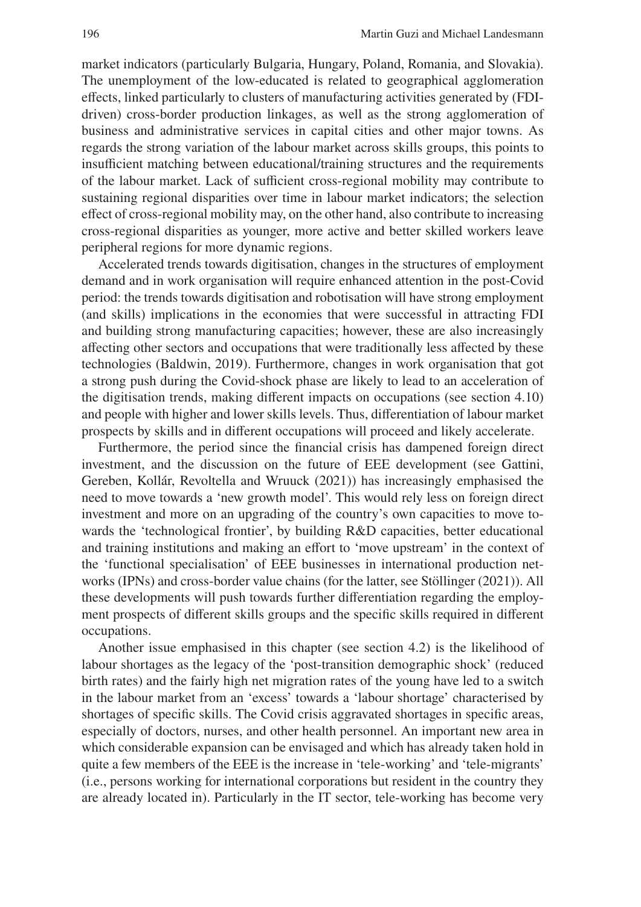market indicators (particularly Bulgaria, Hungary, Poland, Romania, and Slovakia). The unemployment of the low-educated is related to geographical agglomeration effects, linked particularly to clusters of manufacturing activities generated by (FDI-driven) cross-border production linkages, as well as the strong agglomeration of business and administrative services in capital cities and other major towns. As regards the strong variation of the labour market across skills groups, this points to insufficient matching between educational/training structures and the requirements of the labour market. Lack of sufficient cross-regional mobility may contribute to sustaining regional disparities over time in labour market indicators; the selection effect of cross-regional mobility may, on the other hand, also contribute to increasing cross-regional disparities as younger, more active and better skilled workers leave peripheral regions for more dynamic regions.

Accelerated trends towards digitisation, changes in the structures of employment demand and in work organisation will require enhanced attention in the post-Covid period: the trends towards digitisation and robotisation will have strong employment (and skills) implications in the economies that were successful in attracting FDI and building strong manufacturing capacities; however, these are also increasingly affecting other sectors and occupations that were traditionally less affected by these technologies (Baldwin, 2019). Furthermore, changes in work organisation that got a strong push during the Covid-shock phase are likely to lead to an acceleration of the digitisation trends, making different impacts on occupations (see section 4.10) and people with higher and lower skills levels. Thus, differentiation of labour market prospects by skills and in different occupations will proceed and likely accelerate.

Furthermore, the period since the financial crisis has dampened foreign direct investment, and the discussion on the future of EEE development (see Gattini, Gereben, Kollár, Revoltella and Wruuck (2021)) has increasingly emphasised the need to move towards a 'new growth model'. This would rely less on foreign direct investment and more on an upgrading of the country's own capacities to move towards the 'technological frontier', by building R&D capacities, better educational and training institutions and making an effort to 'move upstream' in the context of the 'functional specialisation' of EEE businesses in international production networks (IPNs) and cross-border value chains (for the latter, see Stöllinger (2021)). All these developments will push towards further differentiation regarding the employment prospects of different skills groups and the specific skills required in different occupations.

Another issue emphasised in this chapter (see section 4.2) is the likelihood of labour shortages as the legacy of the 'post-transition demographic shock' (reduced birth rates) and the fairly high net migration rates of the young have led to a switch in the labour market from an 'excess' towards a 'labour shortage' characterised by shortages of specific skills. The Covid crisis aggravated shortages in specific areas, especially of doctors, nurses, and other health personnel. An important new area in which considerable expansion can be envisaged and which has already taken hold in quite a few members of the EEE is the increase in 'tele-working' and 'tele-migrants' (i.e., persons working for international corporations but resident in the country they are already located in). Particularly in the IT sector, tele-working has become very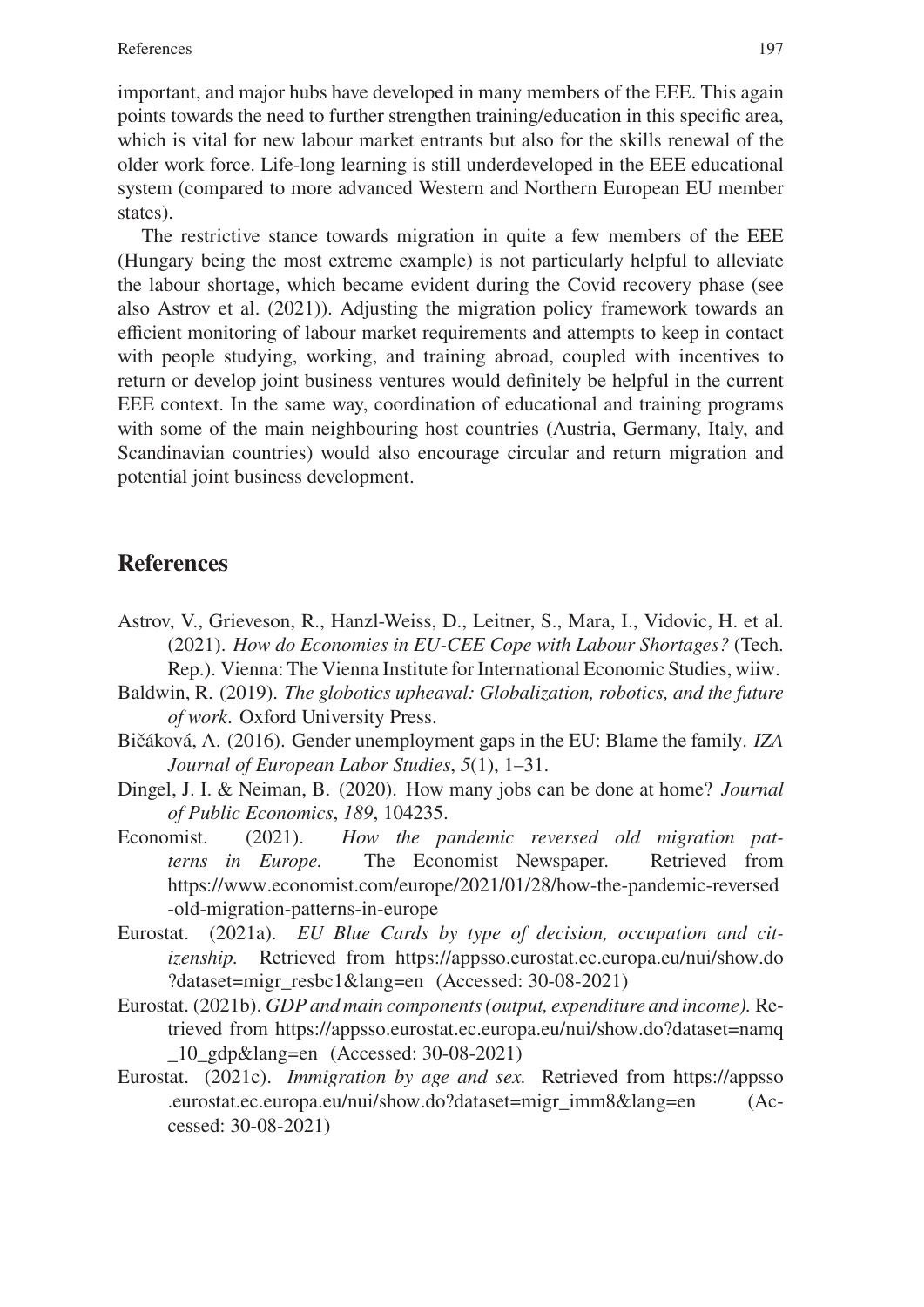important, and major hubs have developed in many members of the EEE. This again points towards the need to further strengthen training/education in this specific area, which is vital for new labour market entrants but also for the skills renewal of the older work force. Life-long learning is still underdeveloped in the EEE educational system (compared to more advanced Western and Northern European EU member states).

The restrictive stance towards migration in quite a few members of the EEE (Hungary being the most extreme example) is not particularly helpful to alleviate the labour shortage, which became evident during the Covid recovery phase (see also Astrov et al. (2021)). Adjusting the migration policy framework towards an efficient monitoring of labour market requirements and attempts to keep in contact with people studying, working, and training abroad, coupled with incentives to return or develop joint business ventures would definitely be helpful in the current EEE context. In the same way, coordination of educational and training programs with some of the main neighbouring host countries (Austria, Germany, Italy, and Scandinavian countries) would also encourage circular and return migration and potential joint business development.

## References

Astrov, V., Grieveson, R., Hanzl-Weiss, D., Leitner, S., Mara, I., Vidovic, H. et al. (2021). *How do Economies in EU-CEE Cope with Labour Shortages?* (Tech. Rep.). Vienna: The Vienna Institute for International Economic Studies, wiiw.

Baldwin, R. (2019). *The globotics upheaval: Globalization, robotics, and the future of work*. Oxford University Press.

Bičáková, A. (2016). Gender unemployment gaps in the EU: Blame the family. *IZA Journal of European Labor Studies*, *5*(1), 1–31.

Dingel, J. I. & Neiman, B. (2020). How many jobs can be done at home? *Journal of Public Economics*, *189*, 104235.

Economist. (2021). *How the pandemic reversed old migration patterns in Europe.* The Economist Newspaper. Retrieved from https://www.economist.com/europe/2021/01/28/how-the-pandemic-reversed-old-migration-patterns-in-europe

Eurostat. (2021a). *EU Blue Cards by type of decision, occupation and citizenship.* Retrieved from https://appsso.eurostat.ec.europa.eu/nui/show.do?dataset=migr_resbc1&lang=en (Accessed: 30-08-2021)

Eurostat. (2021b). *GDP and main components (output, expenditure and income).* Retrieved from https://appsso.eurostat.ec.europa.eu/nui/show.do?dataset=namq_10_gdp&lang=en (Accessed: 30-08-2021)

Eurostat. (2021c). *Immigration by age and sex.* Retrieved from https://appsso.eurostat.ec.europa.eu/nui/show.do?dataset=migr_imm8&lang=en (Accessed: 30-08-2021)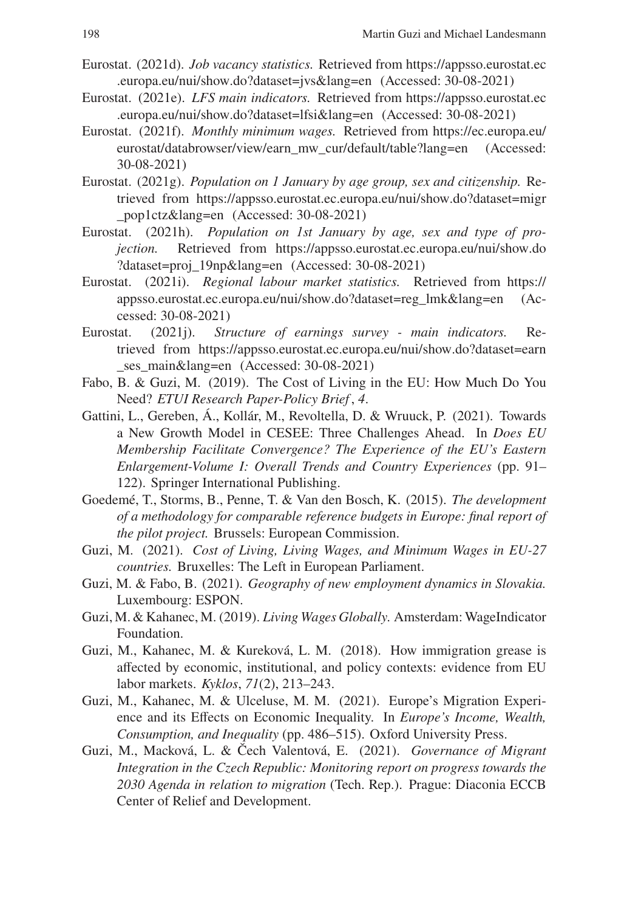Eurostat. (2021d). *Job vacancy statistics.* Retrieved from https://appsso.eurostat.ec.europa.eu/nui/show.do?dataset=jvs&lang=en (Accessed: 30-08-2021)

Eurostat. (2021e). *LFS main indicators.* Retrieved from https://appsso.eurostat.ec.europa.eu/nui/show.do?dataset=lfsi&lang=en (Accessed: 30-08-2021)

Eurostat. (2021f). *Monthly minimum wages.* Retrieved from https://ec.europa.eu/eurostat/databrowser/view/earn_mw_cur/default/table?lang=en (Accessed: 30-08-2021)

Eurostat. (2021g). *Population on 1 January by age group, sex and citizenship.* Retrieved from https://appsso.eurostat.ec.europa.eu/nui/show.do?dataset=migr_pop1ctz&lang=en (Accessed: 30-08-2021)

Eurostat. (2021h). *Population on 1st January by age, sex and type of projection.* Retrieved from https://appsso.eurostat.ec.europa.eu/nui/show.do?dataset=proj_19np&lang=en (Accessed: 30-08-2021)

Eurostat. (2021i). *Regional labour market statistics.* Retrieved from https://appsso.eurostat.ec.europa.eu/nui/show.do?dataset=reg_lmk&lang=en (Accessed: 30-08-2021)

Eurostat. (2021j). *Structure of earnings survey - main indicators.* Retrieved from https://appsso.eurostat.ec.europa.eu/nui/show.do?dataset=earn_ses_main&lang=en (Accessed: 30-08-2021)

Fabo, B. & Guzi, M. (2019). The Cost of Living in the EU: How Much Do You Need? *ETUI Research Paper-Policy Brief*, *4*.

Gattini, L., Gereben, Á., Kollár, M., Revoltella, D. & Wruuck, P. (2021). Towards a New Growth Model in CESEE: Three Challenges Ahead. In *Does EU Membership Facilitate Convergence? The Experience of the EU's Eastern Enlargement-Volume I: Overall Trends and Country Experiences* (pp. 91–122). Springer International Publishing.

Goedemé, T., Storms, B., Penne, T. & Van den Bosch, K. (2015). *The development of a methodology for comparable reference budgets in Europe: final report of the pilot project.* Brussels: European Commission.

Guzi, M. (2021). *Cost of Living, Living Wages, and Minimum Wages in EU-27 countries.* Bruxelles: The Left in European Parliament.

Guzi, M. & Fabo, B. (2021). *Geography of new employment dynamics in Slovakia.* Luxembourg: ESPON.

Guzi, M. & Kahanec, M. (2019). *Living Wages Globally.* Amsterdam: WageIndicator Foundation.

Guzi, M., Kahanec, M. & Kureková, L. M. (2018). How immigration grease is affected by economic, institutional, and policy contexts: evidence from EU labor markets. *Kyklos*, *71*(2), 213–243.

Guzi, M., Kahanec, M. & Ulceluse, M. M. (2021). Europe's Migration Experience and its Effects on Economic Inequality. In *Europe's Income, Wealth, Consumption, and Inequality* (pp. 486–515). Oxford University Press.

Guzi, M., Macková, L. & Čech Valentová, E. (2021). *Governance of Migrant Integration in the Czech Republic: Monitoring report on progress towards the 2030 Agenda in relation to migration* (Tech. Rep.). Prague: Diaconia ECCB Center of Relief and Development.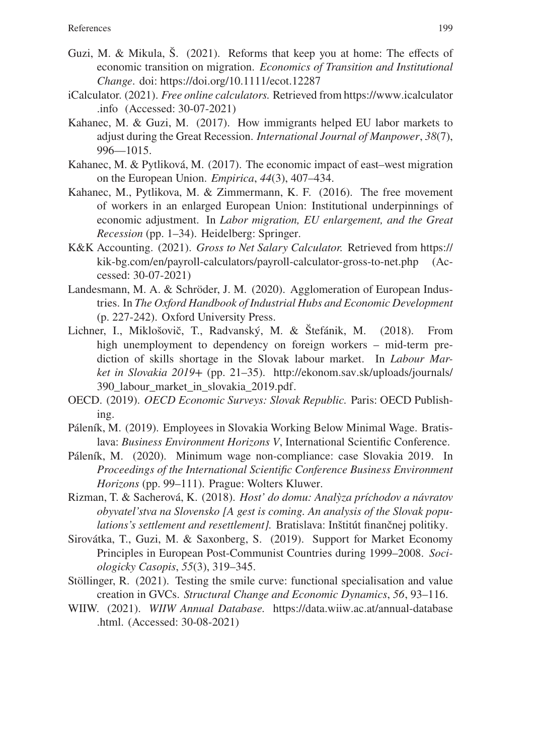Guzi, M. & Mikula, Š. (2021). Reforms that keep you at home: The effects of economic transition on migration. *Economics of Transition and Institutional Change*. doi: https://doi.org/10.1111/ecot.12287

iCalculator. (2021). *Free online calculators.* Retrieved from https://www.icalculator.info (Accessed: 30-07-2021)

Kahanec, M. & Guzi, M. (2017). How immigrants helped EU labor markets to adjust during the Great Recession. *International Journal of Manpower*, *38*(7), 996—1015.

Kahanec, M. & Pytliková, M. (2017). The economic impact of east–west migration on the European Union. *Empirica*, *44*(3), 407–434.

Kahanec, M., Pytlikova, M. & Zimmermann, K. F. (2016). The free movement of workers in an enlarged European Union: Institutional underpinnings of economic adjustment. In *Labor migration, EU enlargement, and the Great Recession* (pp. 1–34). Heidelberg: Springer.

K&K Accounting. (2021). *Gross to Net Salary Calculator.* Retrieved from https://kik-bg.com/en/payroll-calculators/payroll-calculator-gross-to-net.php (Accessed: 30-07-2021)

Landesmann, M. A. & Schröder, J. M. (2020). Agglomeration of European Industries. In *The Oxford Handbook of Industrial Hubs and Economic Development* (p. 227-242). Oxford University Press.

Lichner, I., Miklošovič, T., Radvanský, M. & Štefánik, M. (2018). From high unemployment to dependency on foreign workers – mid-term prediction of skills shortage in the Slovak labour market. In *Labour Market in Slovakia 2019+* (pp. 21–35). http://ekonom.sav.sk/uploads/journals/390_labour_market_in_slovakia_2019.pdf.

OECD. (2019). *OECD Economic Surveys: Slovak Republic.* Paris: OECD Publishing.

Páleník, M. (2019). Employees in Slovakia Working Below Minimal Wage. Bratislava: *Business Environment Horizons V*, International Scientific Conference.

Páleník, M. (2020). Minimum wage non-compliance: case Slovakia 2019. In *Proceedings of the International Scientific Conference Business Environment Horizons* (pp. 99–111). Prague: Wolters Kluwer.

Rizman, T. & Sacherová, K. (2018). *Host' do domu: Analỳza príchodov a návratov obyvatel'stva na Slovensko [A gest is coming. An analysis of the Slovak populations's settlement and resettlement].* Bratislava: Inštitút finančnej politiky.

Sirovátka, T., Guzi, M. & Saxonberg, S. (2019). Support for Market Economy Principles in European Post-Communist Countries during 1999–2008. *Sociologicky Casopis*, *55*(3), 319–345.

Stöllinger, R. (2021). Testing the smile curve: functional specialisation and value creation in GVCs. *Structural Change and Economic Dynamics*, *56*, 93–116.

WIIW. (2021). *WIIW Annual Database.* https://data.wiiw.ac.at/annual-database.html. (Accessed: 30-08-2021)